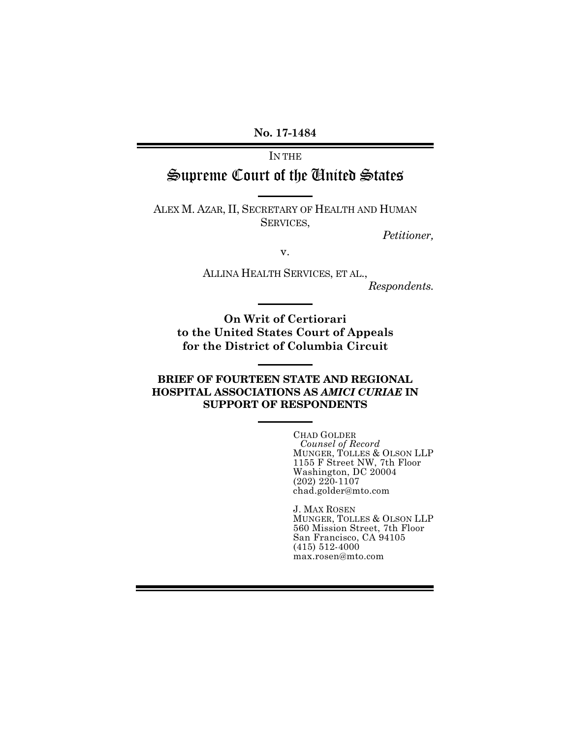No. 17-1484

IN THE

# Supreme Court of the United States

ALEX M. AZAR, II, SECRETARY OF HEALTH AND HUMAN SERVICES,

*Petitioner,*

v.

ALLINA HEALTH SERVICES, ET AL.,

*Respondents.*

**On Writ of Certiorari to the United States Court of Appeals for the District of Columbia Circuit**

**BRIEF OF FOURTEEN STATE AND REGIONAL HOSPITAL ASSOCIATIONS AS *AMICI CURIAE* IN SUPPORT OF RESPONDENTS**

CHAD GOLDER
*Counsel of Record*
MUNGER, TOLLES & OLSON LLP
1155 F Street NW, 7th Floor
Washington, DC 20004
(202) 220-1107
chad.golder@mto.com

J. MAX ROSEN
MUNGER, TOLLES & OLSON LLP
560 Mission Street, 7th Floor
San Francisco, CA 94105
(415) 512-4000
max.rosen@mto.com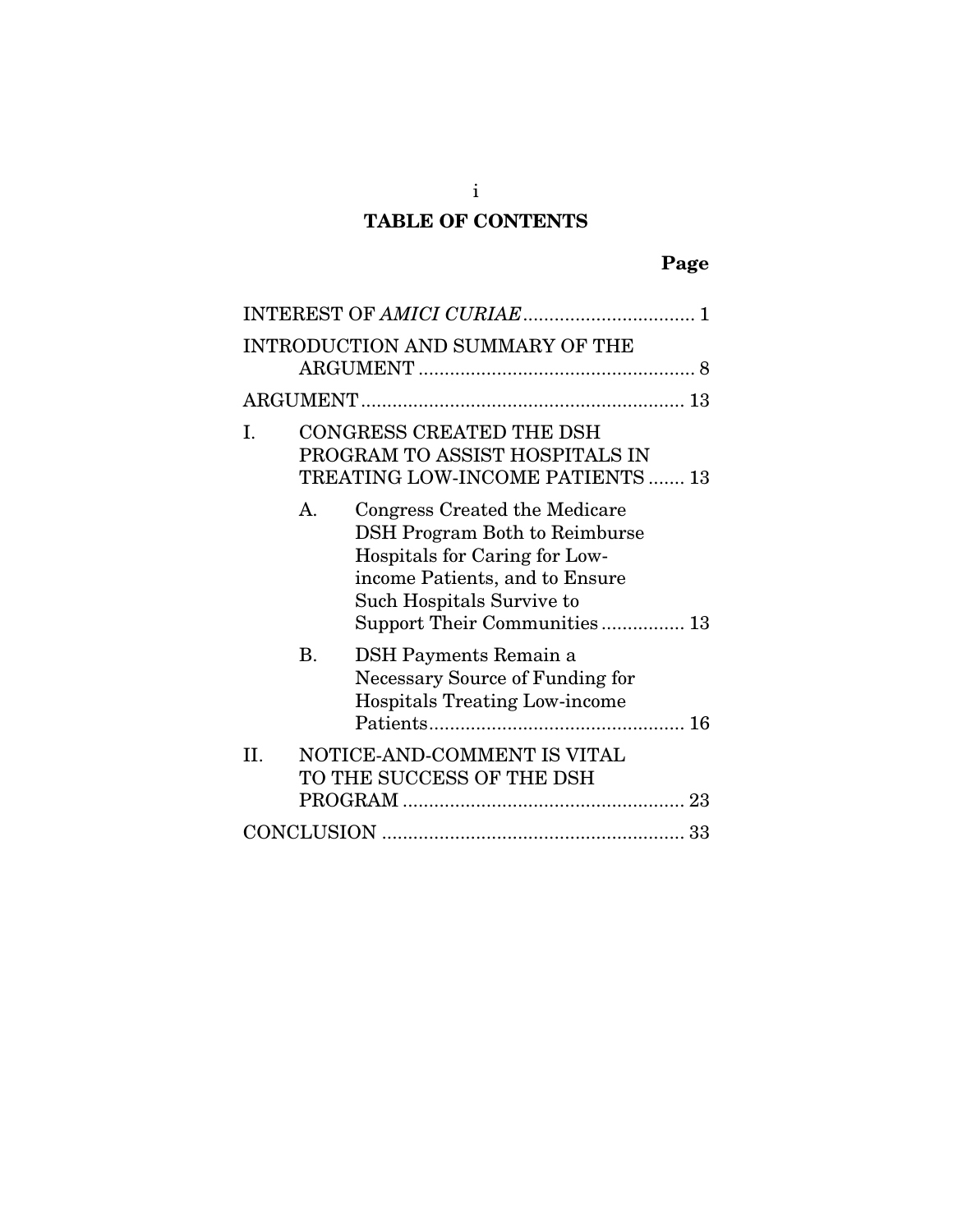# TABLE OF CONTENTS

| | Page |
|---|---|
| INTEREST OF *AMICI CURIAE* | 1 |
| INTRODUCTION AND SUMMARY OF THE ARGUMENT | 8 |
| ARGUMENT | 13 |
| I. CONGRESS CREATED THE DSH PROGRAM TO ASSIST HOSPITALS IN TREATING LOW-INCOME PATIENTS | 13 |
| A. Congress Created the Medicare DSH Program Both to Reimburse Hospitals for Caring for Low-income Patients, and to Ensure Such Hospitals Survive to Support Their Communities | 13 |
| B. DSH Payments Remain a Necessary Source of Funding for Hospitals Treating Low-income Patients | 16 |
| II. NOTICE-AND-COMMENT IS VITAL TO THE SUCCESS OF THE DSH PROGRAM | 23 |
| CONCLUSION | 33 |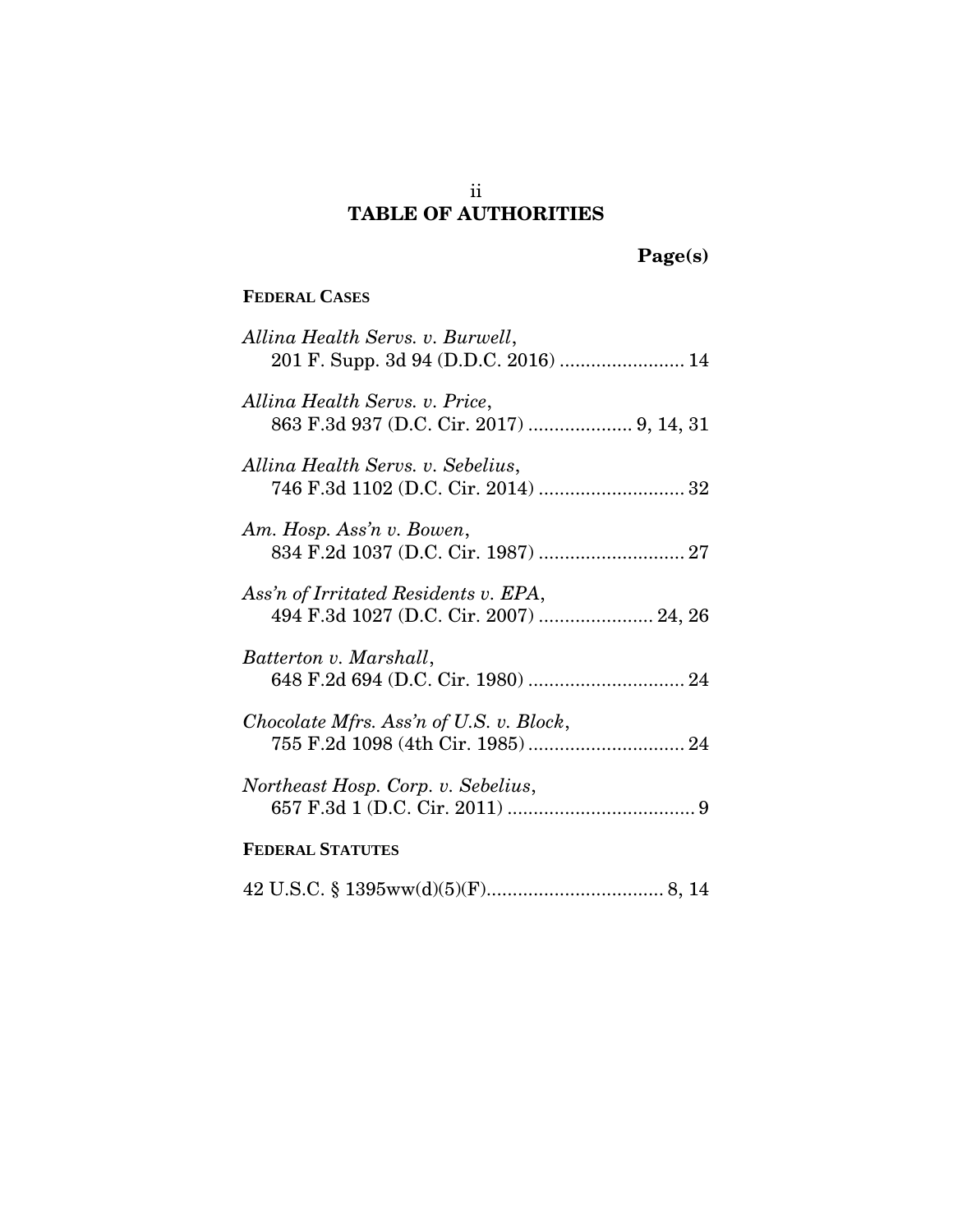# TABLE OF AUTHORITIES

**Page(s)**

**FEDERAL CASES**

*Allina Health Servs. v. Burwell*,
201 F. Supp. 3d 94 (D.D.C. 2016) ........................ 14

*Allina Health Servs. v. Price*,
863 F.3d 937 (D.C. Cir. 2017) .................... 9, 14, 31

*Allina Health Servs. v. Sebelius*,
746 F.3d 1102 (D.C. Cir. 2014) ............................ 32

*Am. Hosp. Ass'n v. Bowen*,
834 F.2d 1037 (D.C. Cir. 1987) ............................ 27

*Ass'n of Irritated Residents v. EPA*,
494 F.3d 1027 (D.C. Cir. 2007) ...................... 24, 26

*Batterton v. Marshall*,
648 F.2d 694 (D.C. Cir. 1980) .............................. 24

*Chocolate Mfrs. Ass'n of U.S. v. Block*,
755 F.2d 1098 (4th Cir. 1985) .............................. 24

*Northeast Hosp. Corp. v. Sebelius*,
657 F.3d 1 (D.C. Cir. 2011) .................................... 9

**FEDERAL STATUTES**

42 U.S.C. § 1395ww(d)(5)(F).................................. 8, 14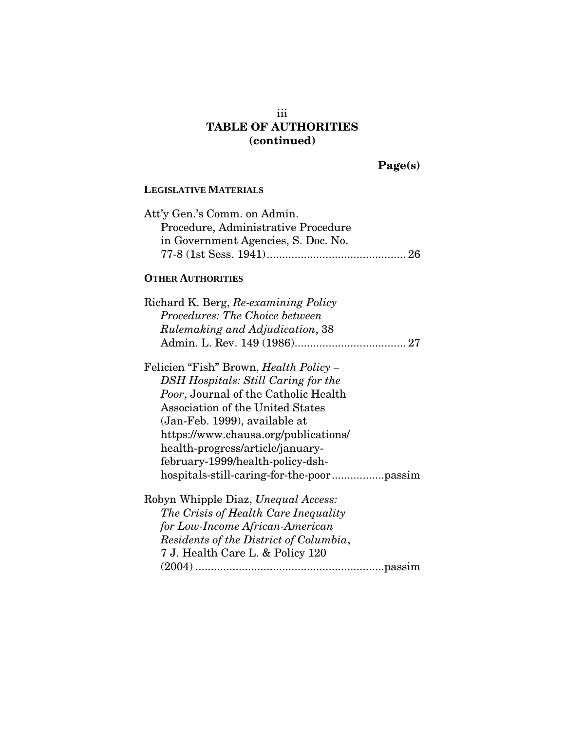## TABLE OF AUTHORITIES
## (continued)

**Page(s)**

**LEGISLATIVE MATERIALS**

Att'y Gen.'s Comm. on Admin. Procedure, Administrative Procedure in Government Agencies, S. Doc. No. 77-8 (1st Sess. 1941) ............................................ 26

**OTHER AUTHORITIES**

Richard K. Berg, *Re-examining Policy Procedures: The Choice between Rulemaking and Adjudication*, 38 Admin. L. Rev. 149 (1986)................................... 27

Felicien "Fish" Brown, *Health Policy – DSH Hospitals: Still Caring for the Poor*, Journal of the Catholic Health Association of the United States (Jan-Feb. 1999), available at https://www.chausa.org/publications/health-progress/article/january-february-1999/health-policy-dsh-hospitals-still-caring-for-the-poor .................passim

Robyn Whipple Diaz, *Unequal Access: The Crisis of Health Care Inequality for Low-Income African-American Residents of the District of Columbia*, 7 J. Health Care L. & Policy 120 (2004) ............................................................passim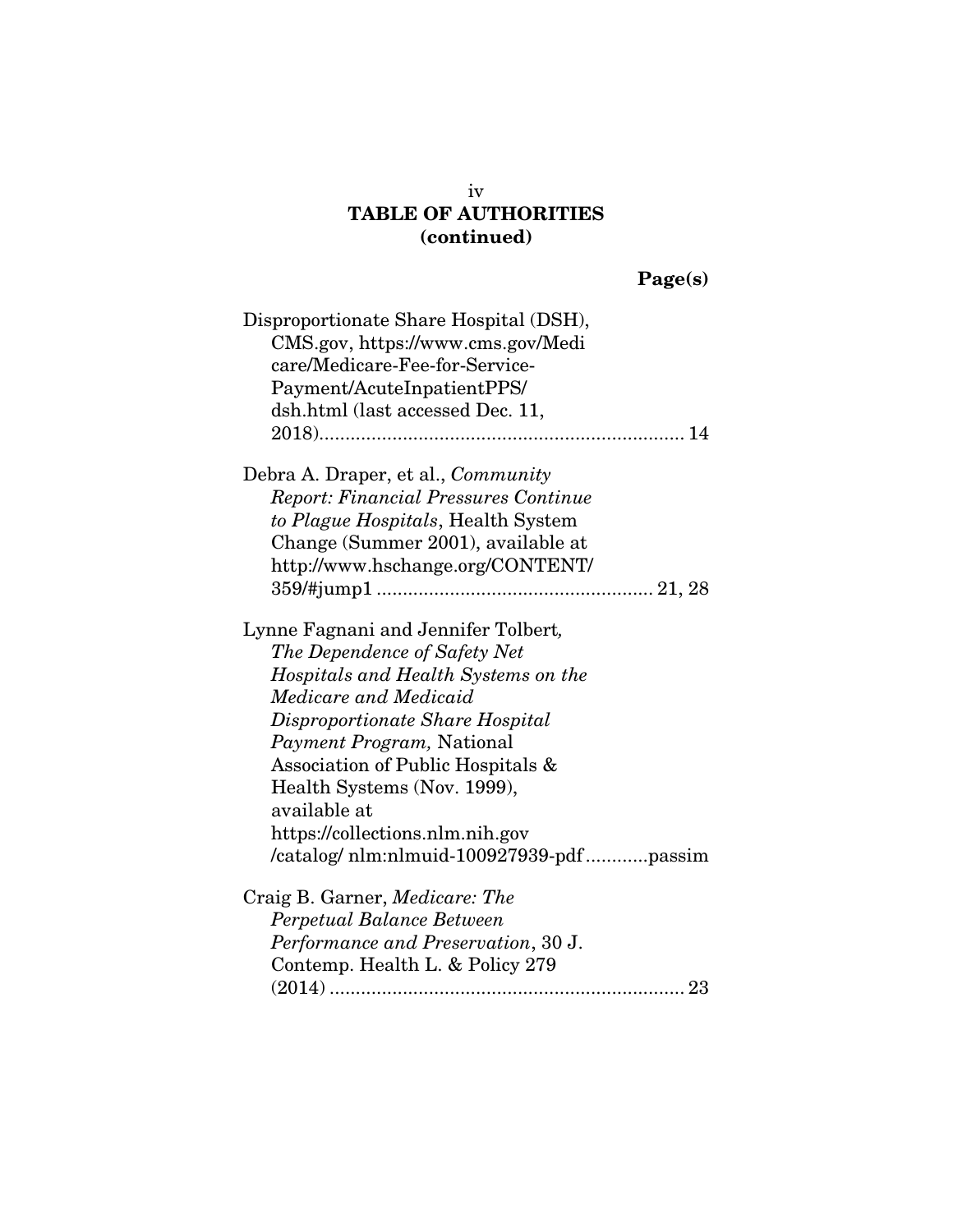## TABLE OF AUTHORITIES (continued)

**Page(s)**

Disproportionate Share Hospital (DSH), CMS.gov, https://www.cms.gov/Medicare/Medicare-Fee-for-Service-Payment/AcuteInpatientPPS/dsh.html (last accessed Dec. 11, 2018)........ 14

Debra A. Draper, et al., *Community Report: Financial Pressures Continue to Plague Hospitals*, Health System Change (Summer 2001), available at http://www.hschange.org/CONTENT/359/#jump1 ........ 21, 28

Lynne Fagnani and Jennifer Tolbert, *The Dependence of Safety Net Hospitals and Health Systems on the Medicare and Medicaid Disproportionate Share Hospital Payment Program,* National Association of Public Hospitals & Health Systems (Nov. 1999), available at https://collections.nlm.nih.gov/catalog/ nlm:nlmuid-100927939-pdf ........ passim

Craig B. Garner, *Medicare: The Perpetual Balance Between Performance and Preservation*, 30 J. Contemp. Health L. & Policy 279 (2014) ........ 23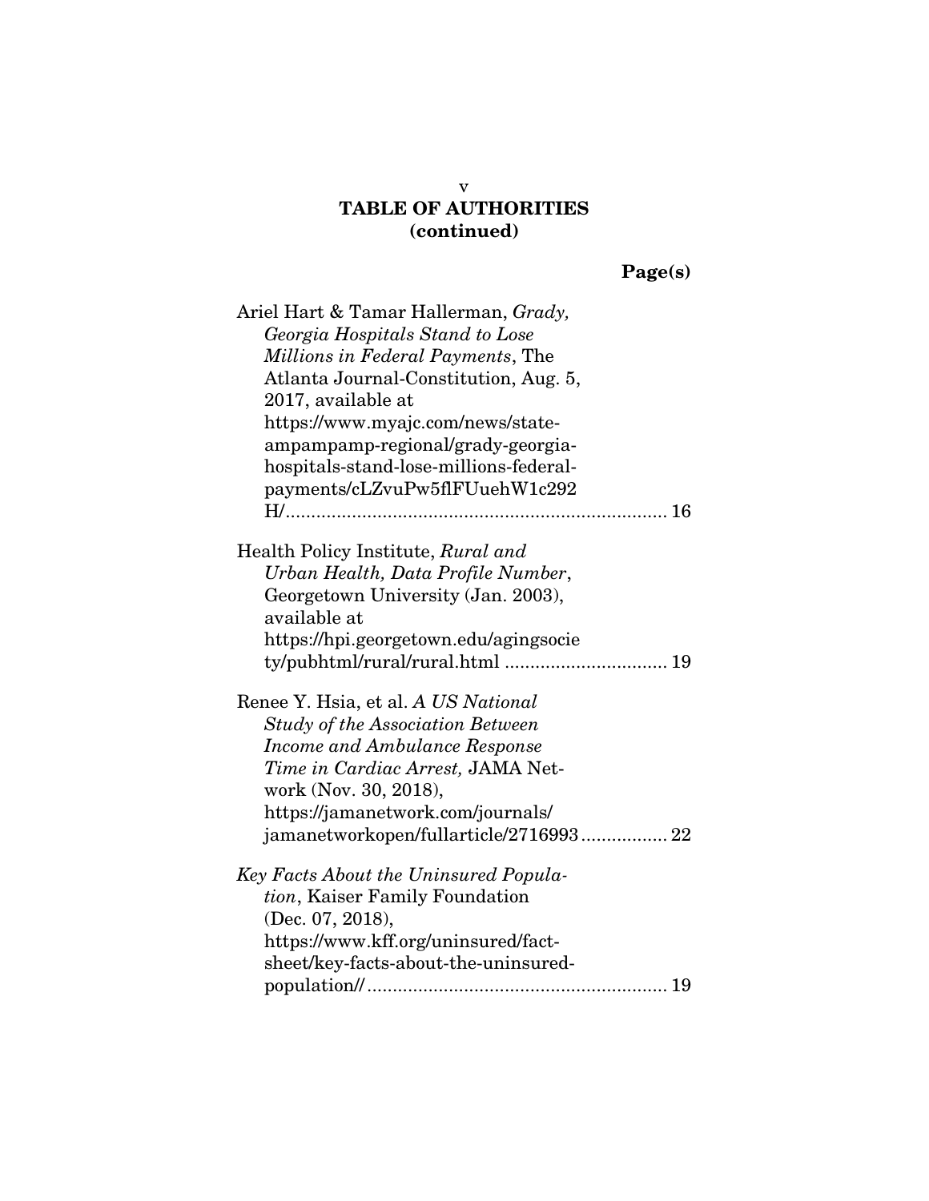## TABLE OF AUTHORITIES (continued)

**Page(s)**

Ariel Hart & Tamar Hallerman, *Grady, Georgia Hospitals Stand to Lose Millions in Federal Payments*, The Atlanta Journal-Constitution, Aug. 5, 2017, available at https://www.myajc.com/news/state-ampampamp-regional/grady-georgia-hospitals-stand-lose-millions-federal-payments/cLZvuPw5flFUuehW1c292H/ .......... 16

Health Policy Institute, *Rural and Urban Health, Data Profile Number*, Georgetown University (Jan. 2003), available at https://hpi.georgetown.edu/agingsociety/pubhtml/rural/rural.html .......... 19

Renee Y. Hsia, et al. *A US National Study of the Association Between Income and Ambulance Response Time in Cardiac Arrest,* JAMA Network (Nov. 30, 2018), https://jamanetwork.com/journals/jamanetworkopen/fullarticle/2716993 .......... 22

*Key Facts About the Uninsured Population*, Kaiser Family Foundation (Dec. 07, 2018), https://www.kff.org/uninsured/fact-sheet/key-facts-about-the-uninsured-population// .......... 19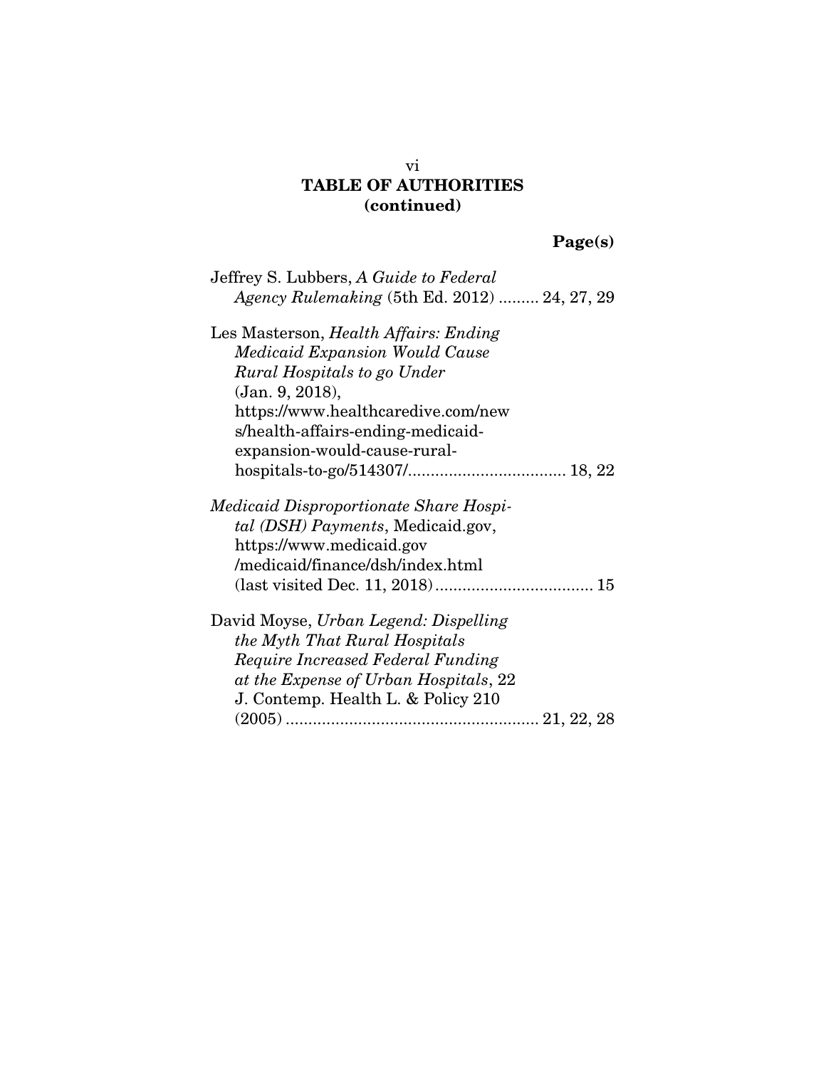## TABLE OF AUTHORITIES (continued)

**Page(s)**

Jeffrey S. Lubbers, *A Guide to Federal Agency Rulemaking* (5th Ed. 2012) ......... 24, 27, 29

Les Masterson, *Health Affairs: Ending Medicaid Expansion Would Cause Rural Hospitals to go Under* (Jan. 9, 2018), https://www.healthcaredive.com/news/health-affairs-ending-medicaid-expansion-would-cause-rural-hospitals-to-go/514307/.................................. 18, 22

*Medicaid Disproportionate Share Hospital (DSH) Payments*, Medicaid.gov, https://www.medicaid.gov/medicaid/finance/dsh/index.html (last visited Dec. 11, 2018).................................. 15

David Moyse, *Urban Legend: Dispelling the Myth That Rural Hospitals Require Increased Federal Funding at the Expense of Urban Hospitals*, 22 J. Contemp. Health L. & Policy 210 (2005) ........................................................ 21, 22, 28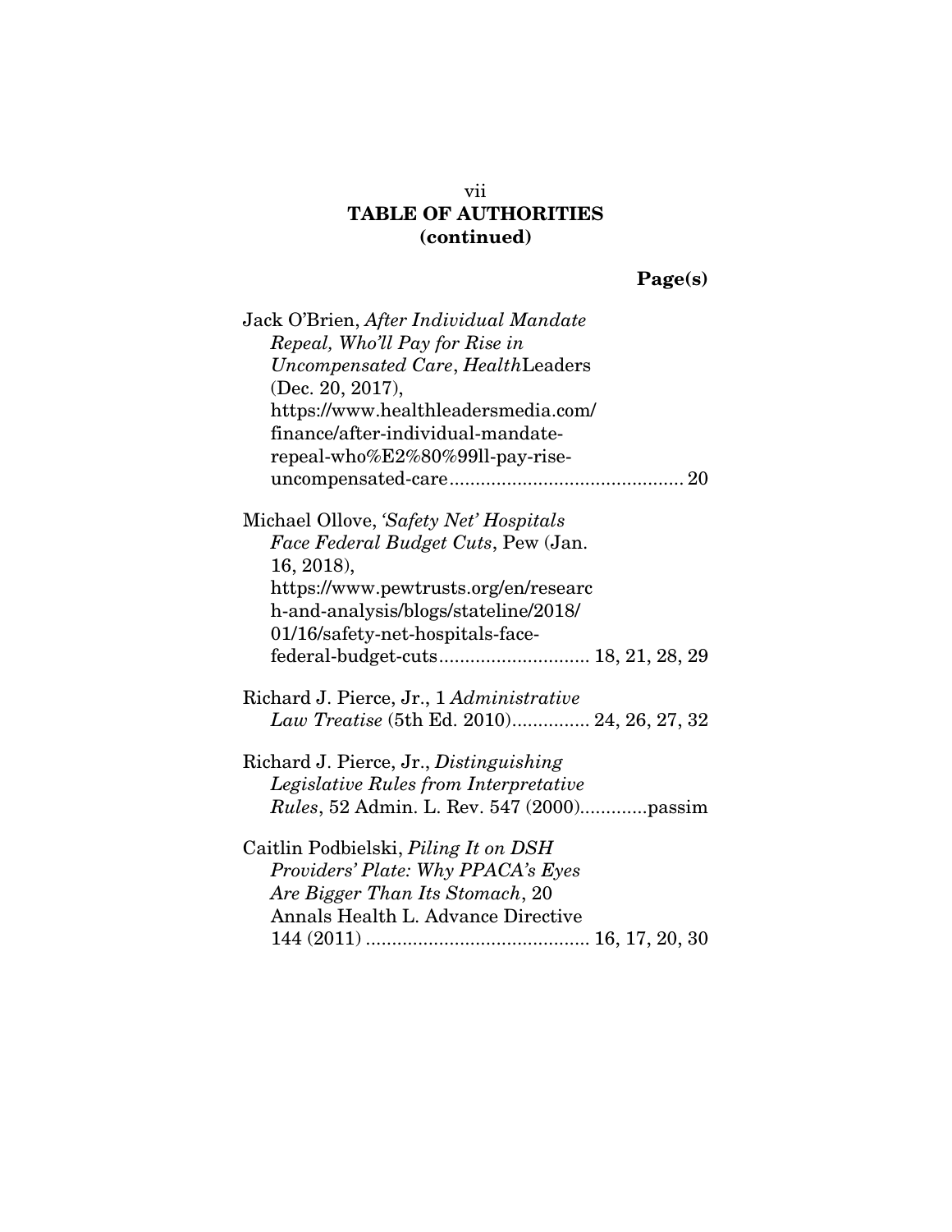**TABLE OF AUTHORITIES**
**(continued)**

**Page(s)**

Jack O'Brien, *After Individual Mandate Repeal, Who'll Pay for Rise in Uncompensated Care*, *Health*Leaders (Dec. 20, 2017), https://www.healthleadersmedia.com/finance/after-individual-mandate-repeal-who%E2%80%99ll-pay-rise-uncompensated-care............................................. 20

Michael Ollove, *'Safety Net' Hospitals Face Federal Budget Cuts*, Pew (Jan. 16, 2018), https://www.pewtrusts.org/en/research-and-analysis/blogs/stateline/2018/01/16/safety-net-hospitals-face-federal-budget-cuts............................. 18, 21, 28, 29

Richard J. Pierce, Jr., 1 *Administrative Law Treatise* (5th Ed. 2010)............... 24, 26, 27, 32

Richard J. Pierce, Jr., *Distinguishing Legislative Rules from Interpretative Rules*, 52 Admin. L. Rev. 547 (2000).............passim

Caitlin Podbielski, *Piling It on DSH Providers' Plate: Why PPACA's Eyes Are Bigger Than Its Stomach*, 20 Annals Health L. Advance Directive 144 (2011) ........................................... 16, 17, 20, 30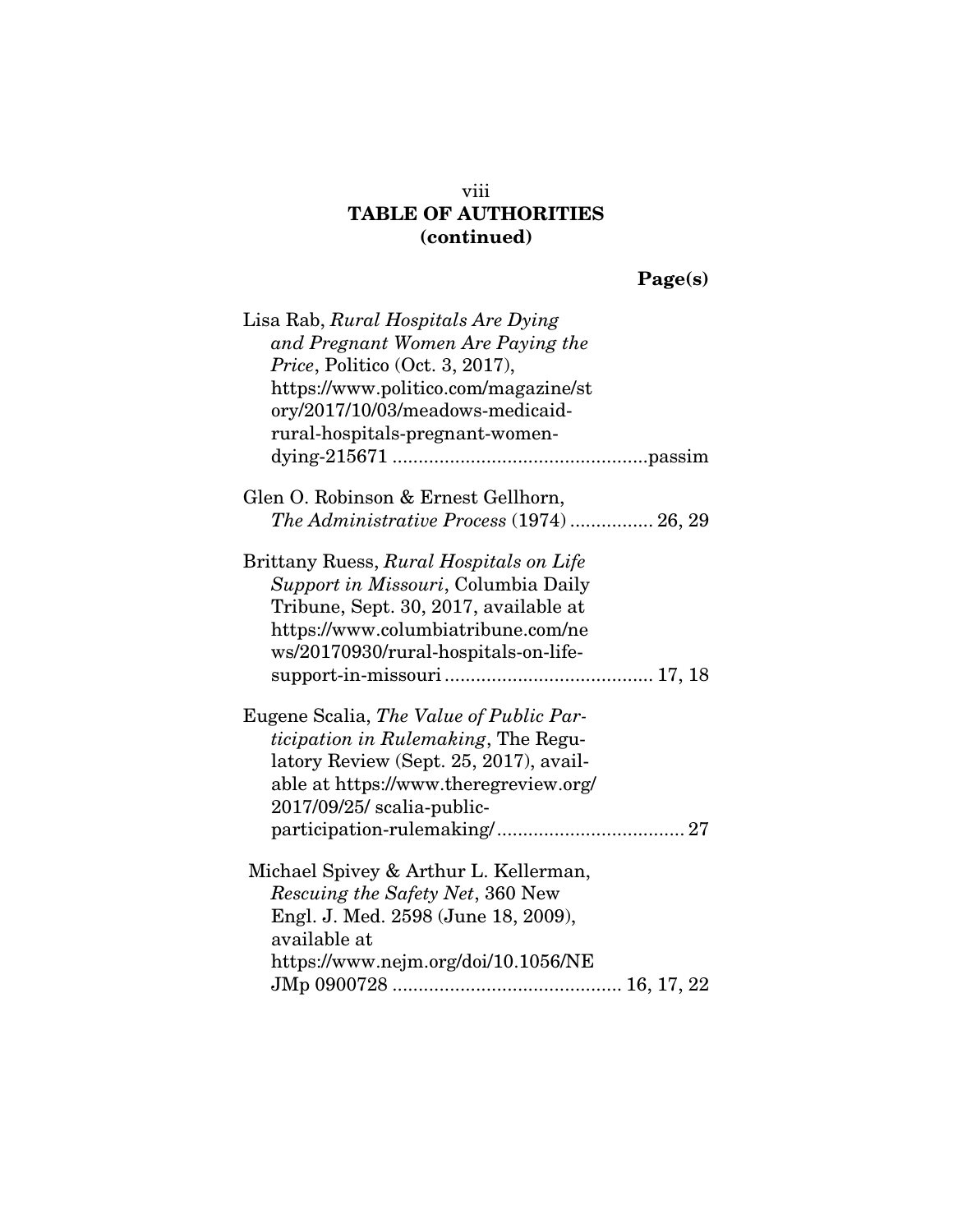## TABLE OF AUTHORITIES (continued)

**Page(s)**

Lisa Rab, *Rural Hospitals Are Dying and Pregnant Women Are Paying the Price*, Politico (Oct. 3, 2017), https://www.politico.com/magazine/story/2017/10/03/meadows-medicaid-rural-hospitals-pregnant-women-dying-215671 .................................................passim

Glen O. Robinson & Ernest Gellhorn, *The Administrative Process* (1974) ................ 26, 29

Brittany Ruess, *Rural Hospitals on Life Support in Missouri*, Columbia Daily Tribune, Sept. 30, 2017, available at https://www.columbiatribune.com/news/20170930/rural-hospitals-on-life-support-in-missouri ........................................ 17, 18

Eugene Scalia, *The Value of Public Participation in Rulemaking*, The Regulatory Review (Sept. 25, 2017), available at https://www.theregreview.org/2017/09/25/ scalia-public-participation-rulemaking/.................................... 27

Michael Spivey & Arthur L. Kellerman, *Rescuing the Safety Net*, 360 New Engl. J. Med. 2598 (June 18, 2009), available at https://www.nejm.org/doi/10.1056/NEJMp 0900728 ............................................ 16, 17, 22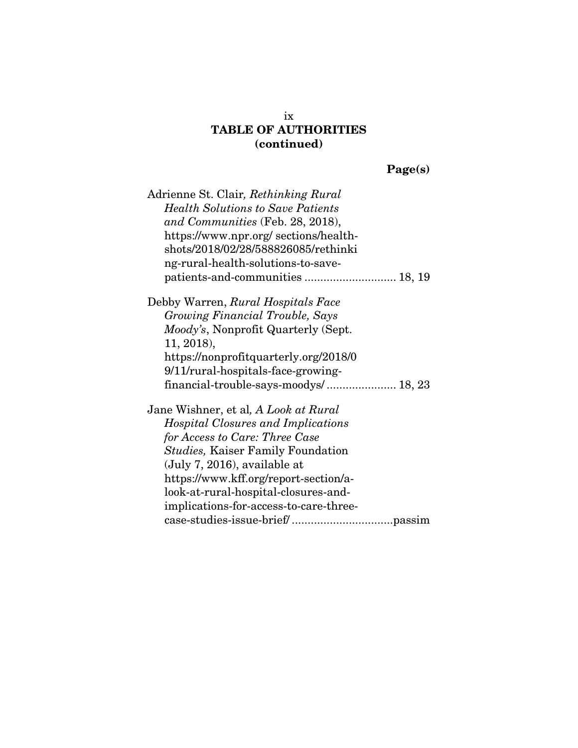## TABLE OF AUTHORITIES (continued)

**Page(s)**

Adrienne St. Clair*, Rethinking Rural Health Solutions to Save Patients and Communities* (Feb. 28, 2018), https://www.npr.org/ sections/health-shots/2018/02/28/588826085/rethinking-rural-health-solutions-to-save-patients-and-communities ............................ 18, 19

Debby Warren, *Rural Hospitals Face Growing Financial Trouble, Says Moody's*, Nonprofit Quarterly (Sept. 11, 2018), https://nonprofitquarterly.org/2018/09/11/rural-hospitals-face-growing-financial-trouble-says-moodys/ ...................... 18, 23

Jane Wishner, et al*, A Look at Rural Hospital Closures and Implications for Access to Care: Three Case Studies,* Kaiser Family Foundation (July 7, 2016), available at https://www.kff.org/report-section/a-look-at-rural-hospital-closures-and-implications-for-access-to-care-three-case-studies-issue-brief/ ................................passim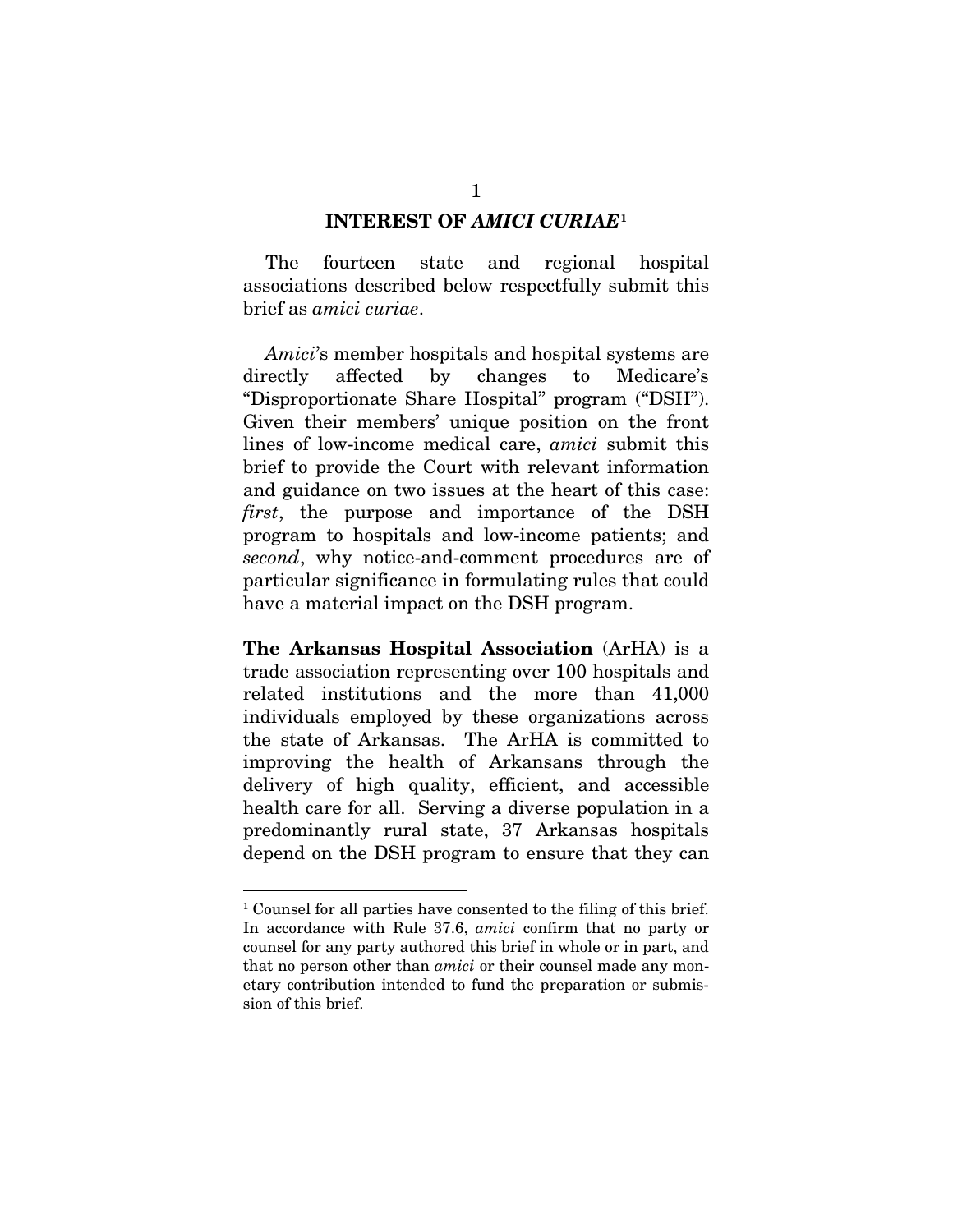## INTEREST OF *AMICI CURIAE*[1]

The fourteen state and regional hospital associations described below respectfully submit this brief as *amici curiae*.

*Amici*'s member hospitals and hospital systems are directly affected by changes to Medicare's "Disproportionate Share Hospital" program ("DSH"). Given their members' unique position on the front lines of low-income medical care, *amici* submit this brief to provide the Court with relevant information and guidance on two issues at the heart of this case: *first*, the purpose and importance of the DSH program to hospitals and low-income patients; and *second*, why notice-and-comment procedures are of particular significance in formulating rules that could have a material impact on the DSH program.

**The Arkansas Hospital Association** (ArHA) is a trade association representing over 100 hospitals and related institutions and the more than 41,000 individuals employed by these organizations across the state of Arkansas. The ArHA is committed to improving the health of Arkansans through the delivery of high quality, efficient, and accessible health care for all. Serving a diverse population in a predominantly rural state, 37 Arkansas hospitals depend on the DSH program to ensure that they can

---

[1] Counsel for all parties have consented to the filing of this brief. In accordance with Rule 37.6, *amici* confirm that no party or counsel for any party authored this brief in whole or in part, and that no person other than *amici* or their counsel made any monetary contribution intended to fund the preparation or submission of this brief.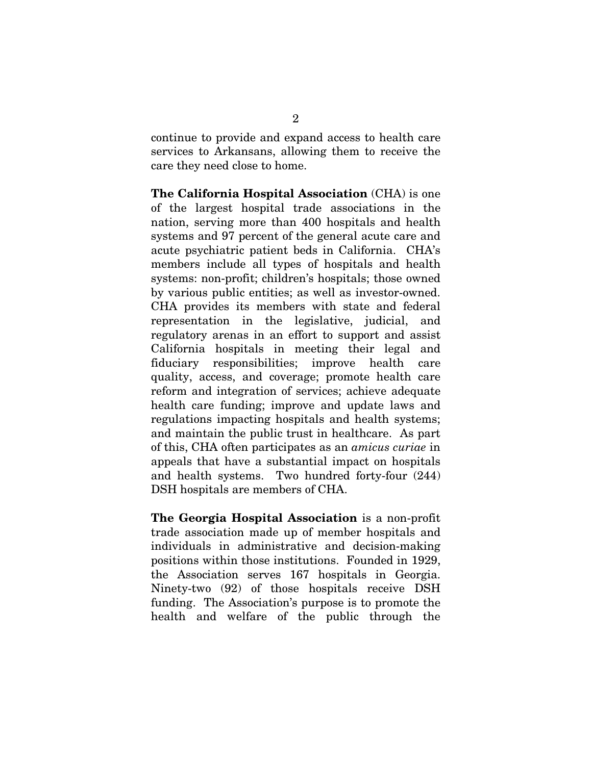continue to provide and expand access to health care services to Arkansans, allowing them to receive the care they need close to home.

**The California Hospital Association** (CHA) is one of the largest hospital trade associations in the nation, serving more than 400 hospitals and health systems and 97 percent of the general acute care and acute psychiatric patient beds in California. CHA's members include all types of hospitals and health systems: non-profit; children's hospitals; those owned by various public entities; as well as investor-owned. CHA provides its members with state and federal representation in the legislative, judicial, and regulatory arenas in an effort to support and assist California hospitals in meeting their legal and fiduciary responsibilities; improve health care quality, access, and coverage; promote health care reform and integration of services; achieve adequate health care funding; improve and update laws and regulations impacting hospitals and health systems; and maintain the public trust in healthcare. As part of this, CHA often participates as an *amicus curiae* in appeals that have a substantial impact on hospitals and health systems. Two hundred forty-four (244) DSH hospitals are members of CHA.

**The Georgia Hospital Association** is a non-profit trade association made up of member hospitals and individuals in administrative and decision-making positions within those institutions. Founded in 1929, the Association serves 167 hospitals in Georgia. Ninety-two (92) of those hospitals receive DSH funding. The Association's purpose is to promote the health and welfare of the public through the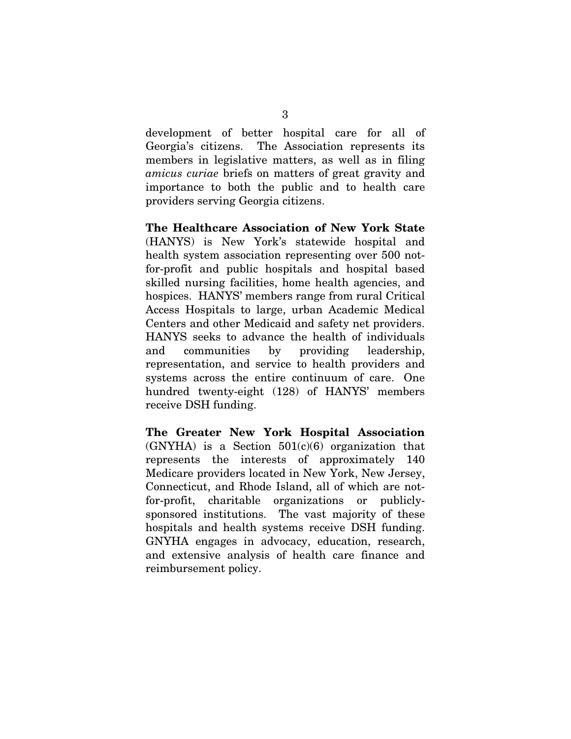development of better hospital care for all of Georgia's citizens. The Association represents its members in legislative matters, as well as in filing *amicus curiae* briefs on matters of great gravity and importance to both the public and to health care providers serving Georgia citizens.

**The Healthcare Association of New York State** (HANYS) is New York's statewide hospital and health system association representing over 500 not-for-profit and public hospitals and hospital based skilled nursing facilities, home health agencies, and hospices. HANYS' members range from rural Critical Access Hospitals to large, urban Academic Medical Centers and other Medicaid and safety net providers. HANYS seeks to advance the health of individuals and communities by providing leadership, representation, and service to health providers and systems across the entire continuum of care. One hundred twenty-eight (128) of HANYS' members receive DSH funding.

**The Greater New York Hospital Association** (GNYHA) is a Section 501(c)(6) organization that represents the interests of approximately 140 Medicare providers located in New York, New Jersey, Connecticut, and Rhode Island, all of which are not-for-profit, charitable organizations or publicly-sponsored institutions. The vast majority of these hospitals and health systems receive DSH funding. GNYHA engages in advocacy, education, research, and extensive analysis of health care finance and reimbursement policy.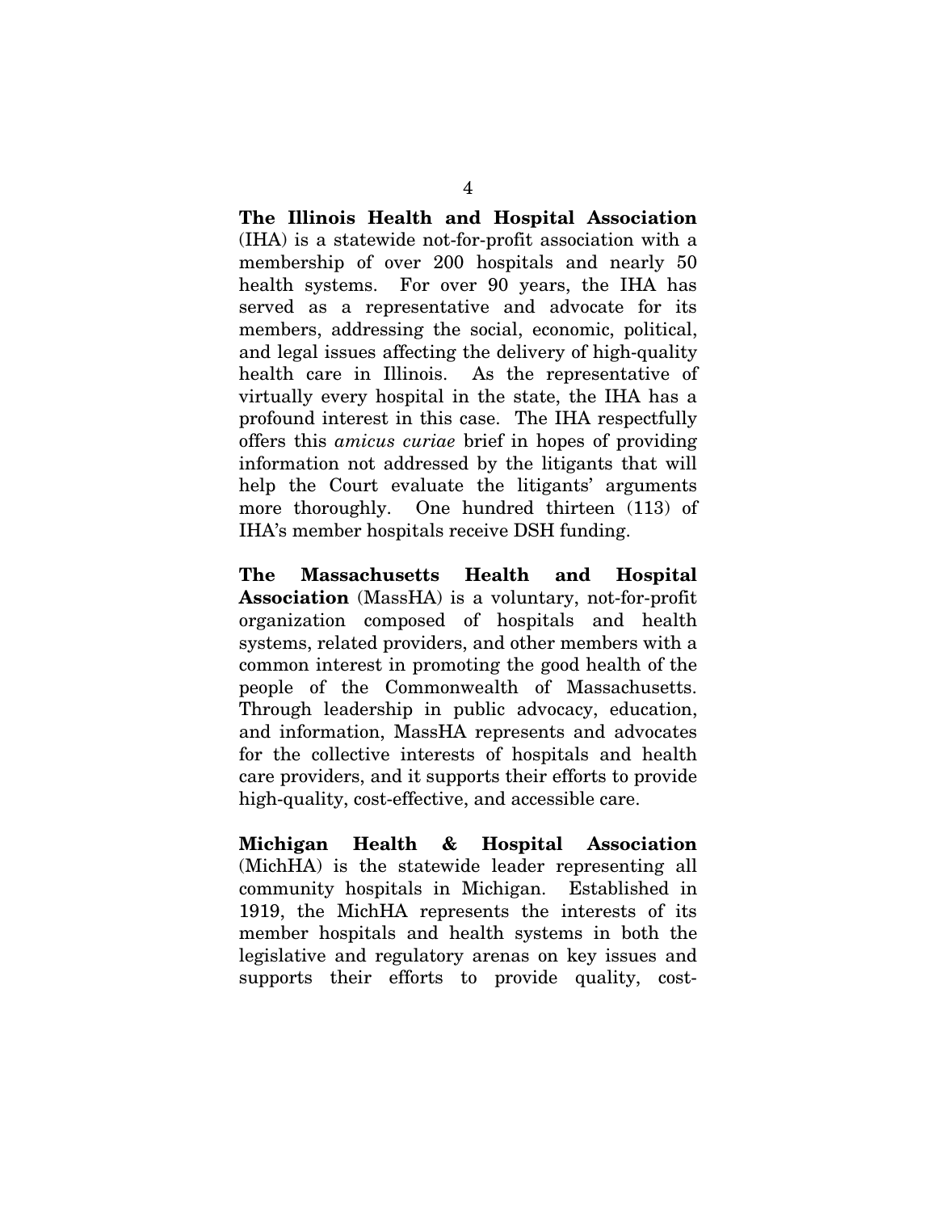**The Illinois Health and Hospital Association** (IHA) is a statewide not-for-profit association with a membership of over 200 hospitals and nearly 50 health systems. For over 90 years, the IHA has served as a representative and advocate for its members, addressing the social, economic, political, and legal issues affecting the delivery of high-quality health care in Illinois. As the representative of virtually every hospital in the state, the IHA has a profound interest in this case. The IHA respectfully offers this *amicus curiae* brief in hopes of providing information not addressed by the litigants that will help the Court evaluate the litigants' arguments more thoroughly. One hundred thirteen (113) of IHA's member hospitals receive DSH funding.

**The Massachusetts Health and Hospital Association** (MassHA) is a voluntary, not-for-profit organization composed of hospitals and health systems, related providers, and other members with a common interest in promoting the good health of the people of the Commonwealth of Massachusetts. Through leadership in public advocacy, education, and information, MassHA represents and advocates for the collective interests of hospitals and health care providers, and it supports their efforts to provide high-quality, cost-effective, and accessible care.

**Michigan Health & Hospital Association** (MichHA) is the statewide leader representing all community hospitals in Michigan. Established in 1919, the MichHA represents the interests of its member hospitals and health systems in both the legislative and regulatory arenas on key issues and supports their efforts to provide quality, cost-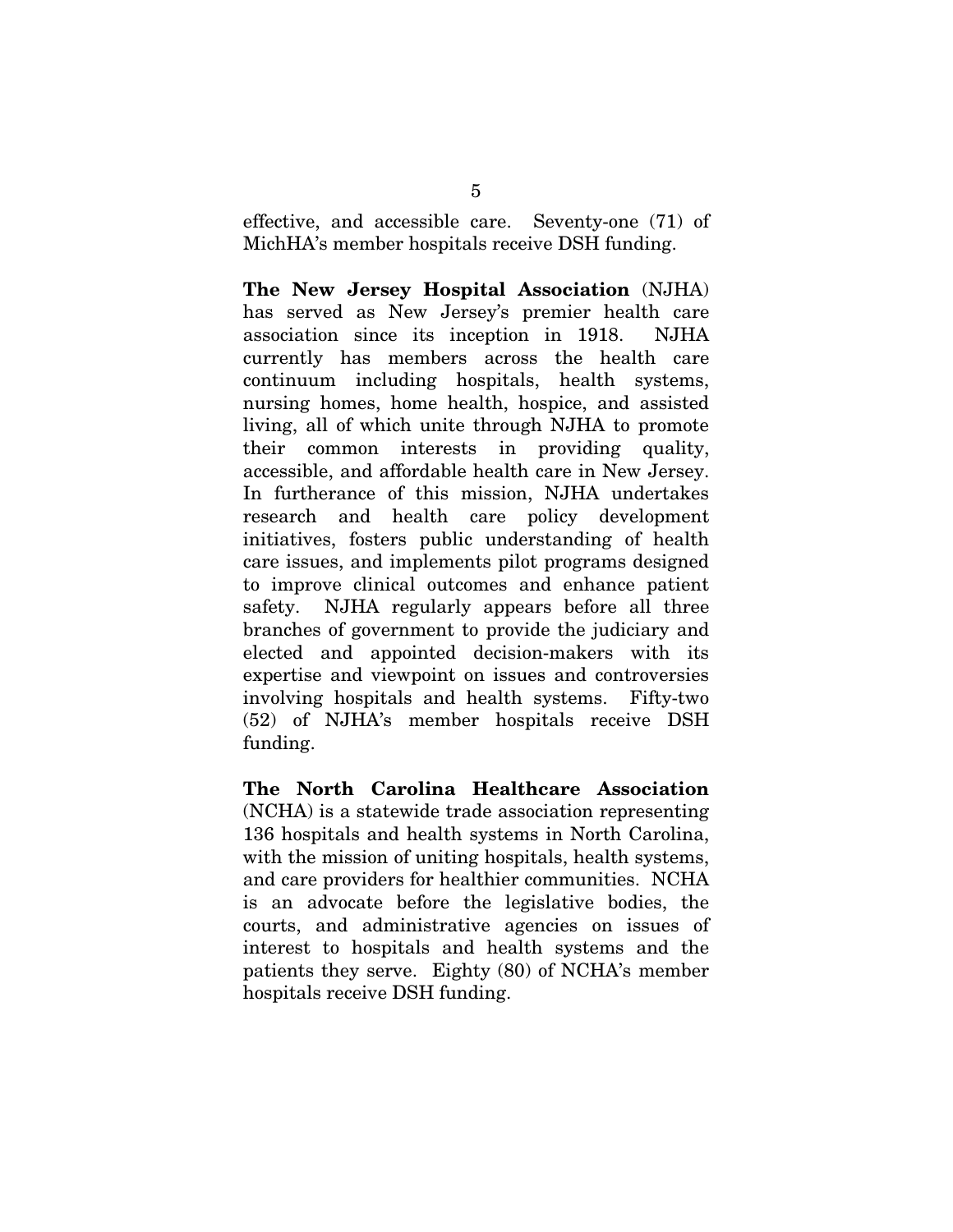effective, and accessible care. Seventy-one (71) of MichHA's member hospitals receive DSH funding.

**The New Jersey Hospital Association** (NJHA) has served as New Jersey's premier health care association since its inception in 1918. NJHA currently has members across the health care continuum including hospitals, health systems, nursing homes, home health, hospice, and assisted living, all of which unite through NJHA to promote their common interests in providing quality, accessible, and affordable health care in New Jersey. In furtherance of this mission, NJHA undertakes research and health care policy development initiatives, fosters public understanding of health care issues, and implements pilot programs designed to improve clinical outcomes and enhance patient safety. NJHA regularly appears before all three branches of government to provide the judiciary and elected and appointed decision-makers with its expertise and viewpoint on issues and controversies involving hospitals and health systems. Fifty-two (52) of NJHA's member hospitals receive DSH funding.

**The North Carolina Healthcare Association** (NCHA) is a statewide trade association representing 136 hospitals and health systems in North Carolina, with the mission of uniting hospitals, health systems, and care providers for healthier communities. NCHA is an advocate before the legislative bodies, the courts, and administrative agencies on issues of interest to hospitals and health systems and the patients they serve. Eighty (80) of NCHA's member hospitals receive DSH funding.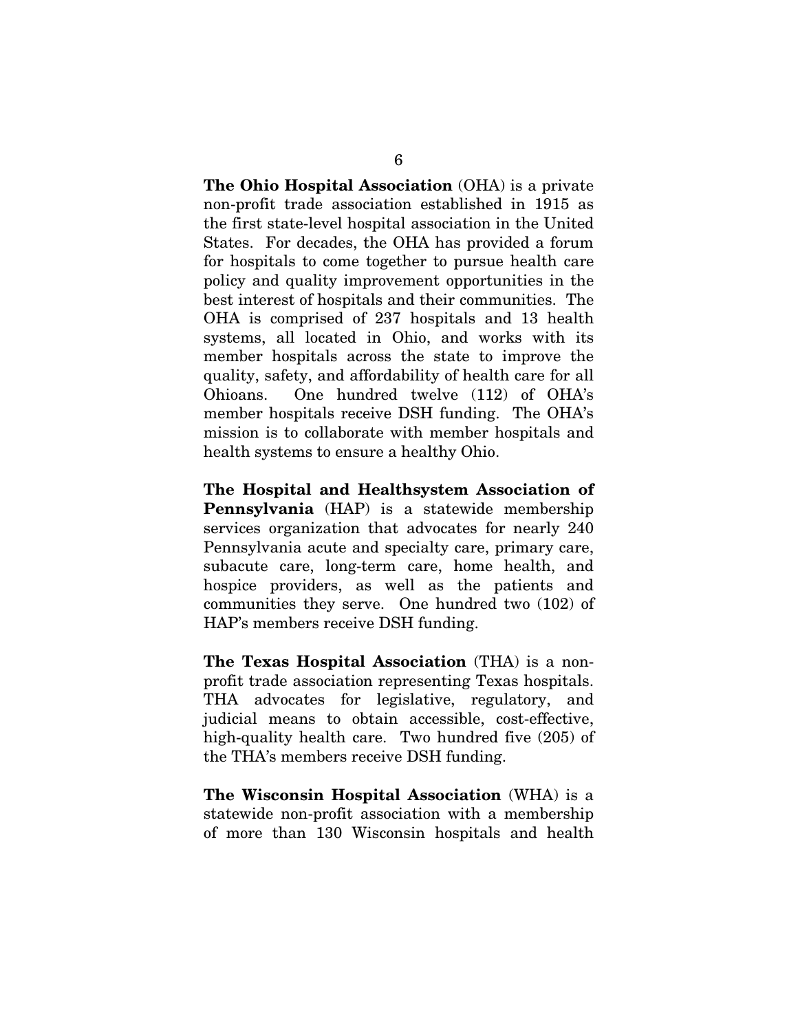**The Ohio Hospital Association** (OHA) is a private non-profit trade association established in 1915 as the first state-level hospital association in the United States. For decades, the OHA has provided a forum for hospitals to come together to pursue health care policy and quality improvement opportunities in the best interest of hospitals and their communities. The OHA is comprised of 237 hospitals and 13 health systems, all located in Ohio, and works with its member hospitals across the state to improve the quality, safety, and affordability of health care for all Ohioans. One hundred twelve (112) of OHA's member hospitals receive DSH funding. The OHA's mission is to collaborate with member hospitals and health systems to ensure a healthy Ohio.

**The Hospital and Healthsystem Association of Pennsylvania** (HAP) is a statewide membership services organization that advocates for nearly 240 Pennsylvania acute and specialty care, primary care, subacute care, long-term care, home health, and hospice providers, as well as the patients and communities they serve. One hundred two (102) of HAP's members receive DSH funding.

**The Texas Hospital Association** (THA) is a non-profit trade association representing Texas hospitals. THA advocates for legislative, regulatory, and judicial means to obtain accessible, cost-effective, high-quality health care. Two hundred five (205) of the THA's members receive DSH funding.

**The Wisconsin Hospital Association** (WHA) is a statewide non-profit association with a membership of more than 130 Wisconsin hospitals and health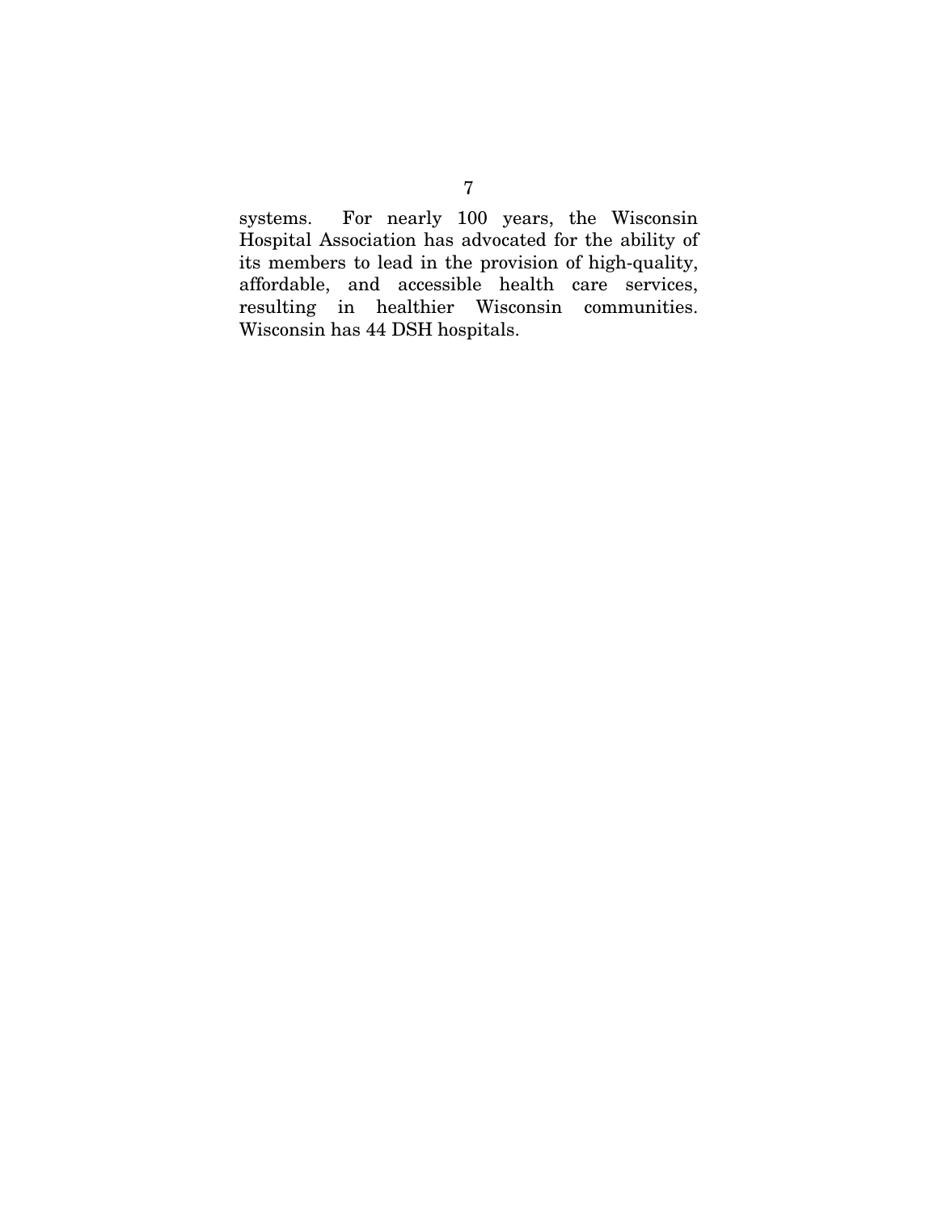systems. For nearly 100 years, the Wisconsin Hospital Association has advocated for the ability of its members to lead in the provision of high-quality, affordable, and accessible health care services, resulting in healthier Wisconsin communities. Wisconsin has 44 DSH hospitals.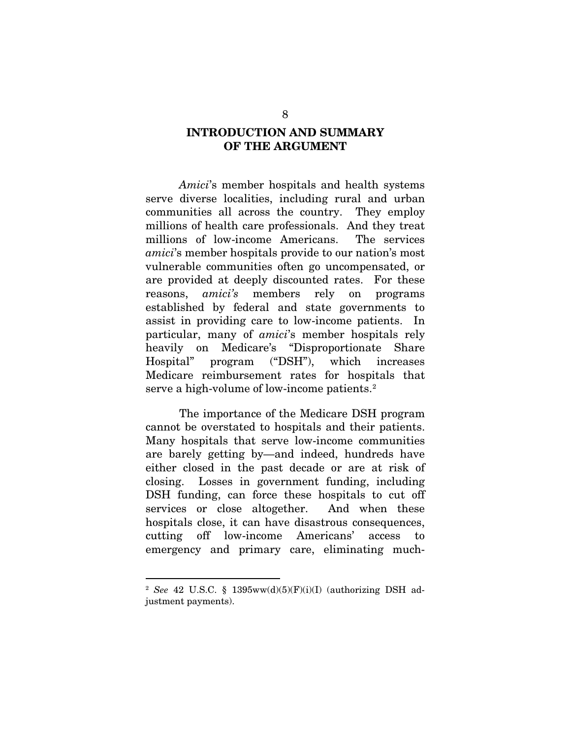## INTRODUCTION AND SUMMARY OF THE ARGUMENT

*Amici*'s member hospitals and health systems serve diverse localities, including rural and urban communities all across the country. They employ millions of health care professionals. And they treat millions of low-income Americans. The services *amici*'s member hospitals provide to our nation's most vulnerable communities often go uncompensated, or are provided at deeply discounted rates. For these reasons, *amici's* members rely on programs established by federal and state governments to assist in providing care to low-income patients. In particular, many of *amici*'s member hospitals rely heavily on Medicare's "Disproportionate Share Hospital" program ("DSH"), which increases Medicare reimbursement rates for hospitals that serve a high-volume of low-income patients.[2]

The importance of the Medicare DSH program cannot be overstated to hospitals and their patients. Many hospitals that serve low-income communities are barely getting by—and indeed, hundreds have either closed in the past decade or are at risk of closing. Losses in government funding, including DSH funding, can force these hospitals to cut off services or close altogether. And when these hospitals close, it can have disastrous consequences, cutting off low-income Americans' access to emergency and primary care, eliminating much-

---

[2] *See* 42 U.S.C. § 1395ww(d)(5)(F)(i)(I) (authorizing DSH adjustment payments).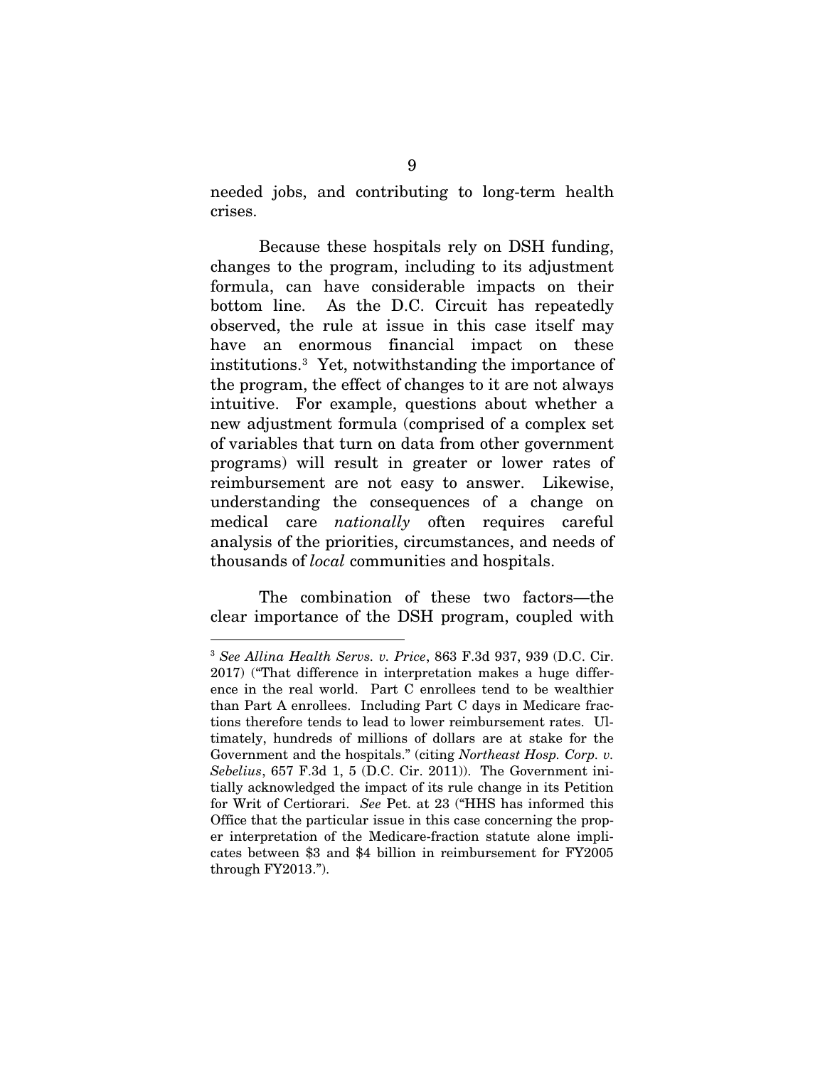needed jobs, and contributing to long-term health crises.

Because these hospitals rely on DSH funding, changes to the program, including to its adjustment formula, can have considerable impacts on their bottom line. As the D.C. Circuit has repeatedly observed, the rule at issue in this case itself may have an enormous financial impact on these institutions.[3] Yet, notwithstanding the importance of the program, the effect of changes to it are not always intuitive. For example, questions about whether a new adjustment formula (comprised of a complex set of variables that turn on data from other government programs) will result in greater or lower rates of reimbursement are not easy to answer. Likewise, understanding the consequences of a change on medical care *nationally* often requires careful analysis of the priorities, circumstances, and needs of thousands of *local* communities and hospitals.

The combination of these two factors—the clear importance of the DSH program, coupled with

---

[3] *See Allina Health Servs. v. Price*, 863 F.3d 937, 939 (D.C. Cir. 2017) ("That difference in interpretation makes a huge difference in the real world. Part C enrollees tend to be wealthier than Part A enrollees. Including Part C days in Medicare fractions therefore tends to lead to lower reimbursement rates. Ultimately, hundreds of millions of dollars are at stake for the Government and the hospitals." (citing *Northeast Hosp. Corp. v. Sebelius*, 657 F.3d 1, 5 (D.C. Cir. 2011)). The Government initially acknowledged the impact of its rule change in its Petition for Writ of Certiorari. *See* Pet. at 23 ("HHS has informed this Office that the particular issue in this case concerning the proper interpretation of the Medicare-fraction statute alone implicates between $3 and $4 billion in reimbursement for FY2005 through FY2013.").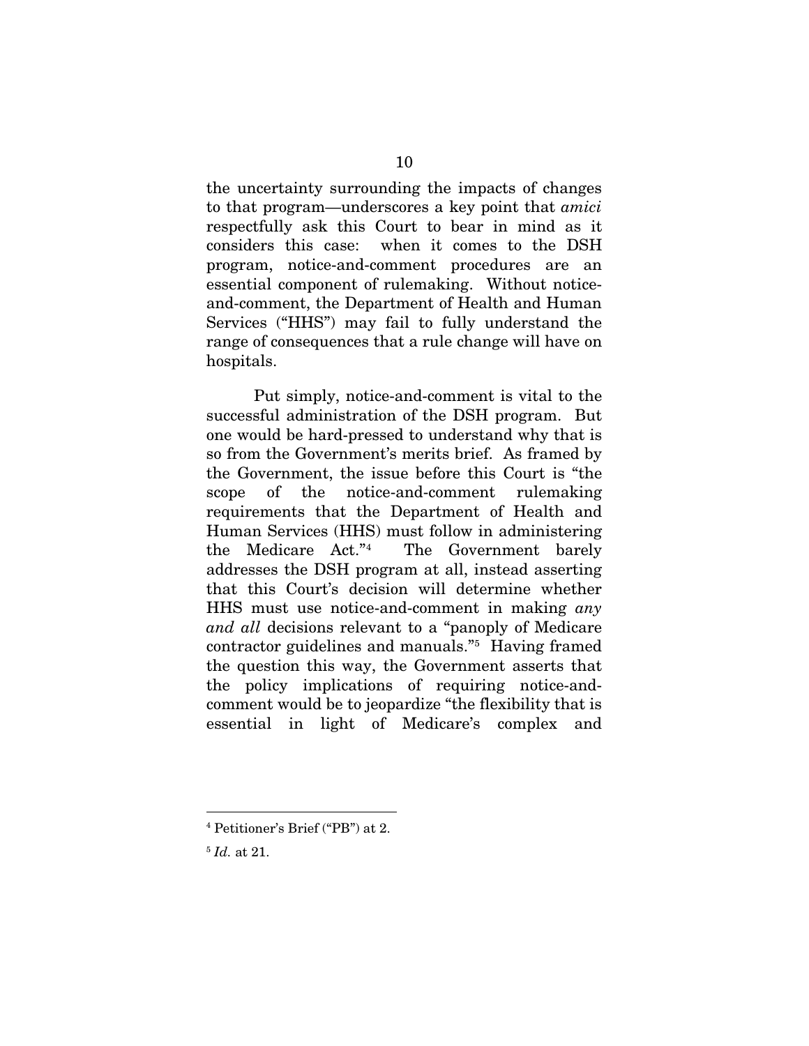the uncertainty surrounding the impacts of changes to that program—underscores a key point that *amici* respectfully ask this Court to bear in mind as it considers this case: when it comes to the DSH program, notice-and-comment procedures are an essential component of rulemaking. Without notice-and-comment, the Department of Health and Human Services ("HHS") may fail to fully understand the range of consequences that a rule change will have on hospitals.

Put simply, notice-and-comment is vital to the successful administration of the DSH program. But one would be hard-pressed to understand why that is so from the Government's merits brief. As framed by the Government, the issue before this Court is "the scope of the notice-and-comment rulemaking requirements that the Department of Health and Human Services (HHS) must follow in administering the Medicare Act."[4] The Government barely addresses the DSH program at all, instead asserting that this Court's decision will determine whether HHS must use notice-and-comment in making *any and all* decisions relevant to a "panoply of Medicare contractor guidelines and manuals."[5] Having framed the question this way, the Government asserts that the policy implications of requiring notice-and-comment would be to jeopardize "the flexibility that is essential in light of Medicare's complex and

---

[4] Petitioner's Brief ("PB") at 2.

[5] *Id.* at 21.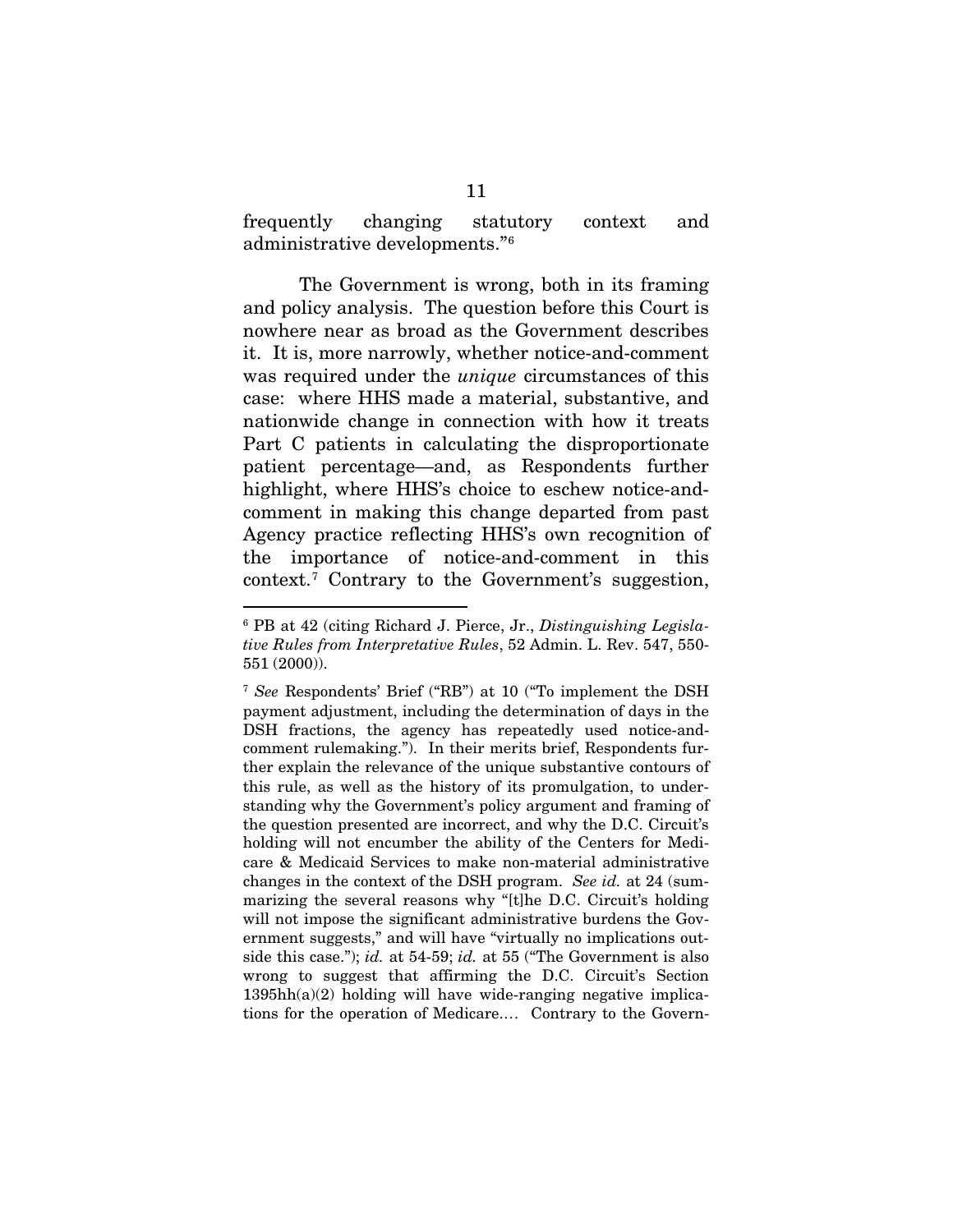frequently changing statutory context and administrative developments."[6]

The Government is wrong, both in its framing and policy analysis. The question before this Court is nowhere near as broad as the Government describes it. It is, more narrowly, whether notice-and-comment was required under the *unique* circumstances of this case: where HHS made a material, substantive, and nationwide change in connection with how it treats Part C patients in calculating the disproportionate patient percentage—and, as Respondents further highlight, where HHS's choice to eschew notice-and-comment in making this change departed from past Agency practice reflecting HHS's own recognition of the importance of notice-and-comment in this context.[7] Contrary to the Government's suggestion,

---

[6] PB at 42 (citing Richard J. Pierce, Jr., *Distinguishing Legislative Rules from Interpretative Rules*, 52 Admin. L. Rev. 547, 550-551 (2000)).

[7] *See* Respondents' Brief ("RB") at 10 ("To implement the DSH payment adjustment, including the determination of days in the DSH fractions, the agency has repeatedly used notice-and-comment rulemaking."). In their merits brief, Respondents further explain the relevance of the unique substantive contours of this rule, as well as the history of its promulgation, to understanding why the Government's policy argument and framing of the question presented are incorrect, and why the D.C. Circuit's holding will not encumber the ability of the Centers for Medicare & Medicaid Services to make non-material administrative changes in the context of the DSH program. *See id.* at 24 (summarizing the several reasons why "[t]he D.C. Circuit's holding will not impose the significant administrative burdens the Government suggests," and will have "virtually no implications outside this case."); *id.* at 54-59; *id.* at 55 ("The Government is also wrong to suggest that affirming the D.C. Circuit's Section 1395hh(a)(2) holding will have wide-ranging negative implications for the operation of Medicare.... Contrary to the Govern-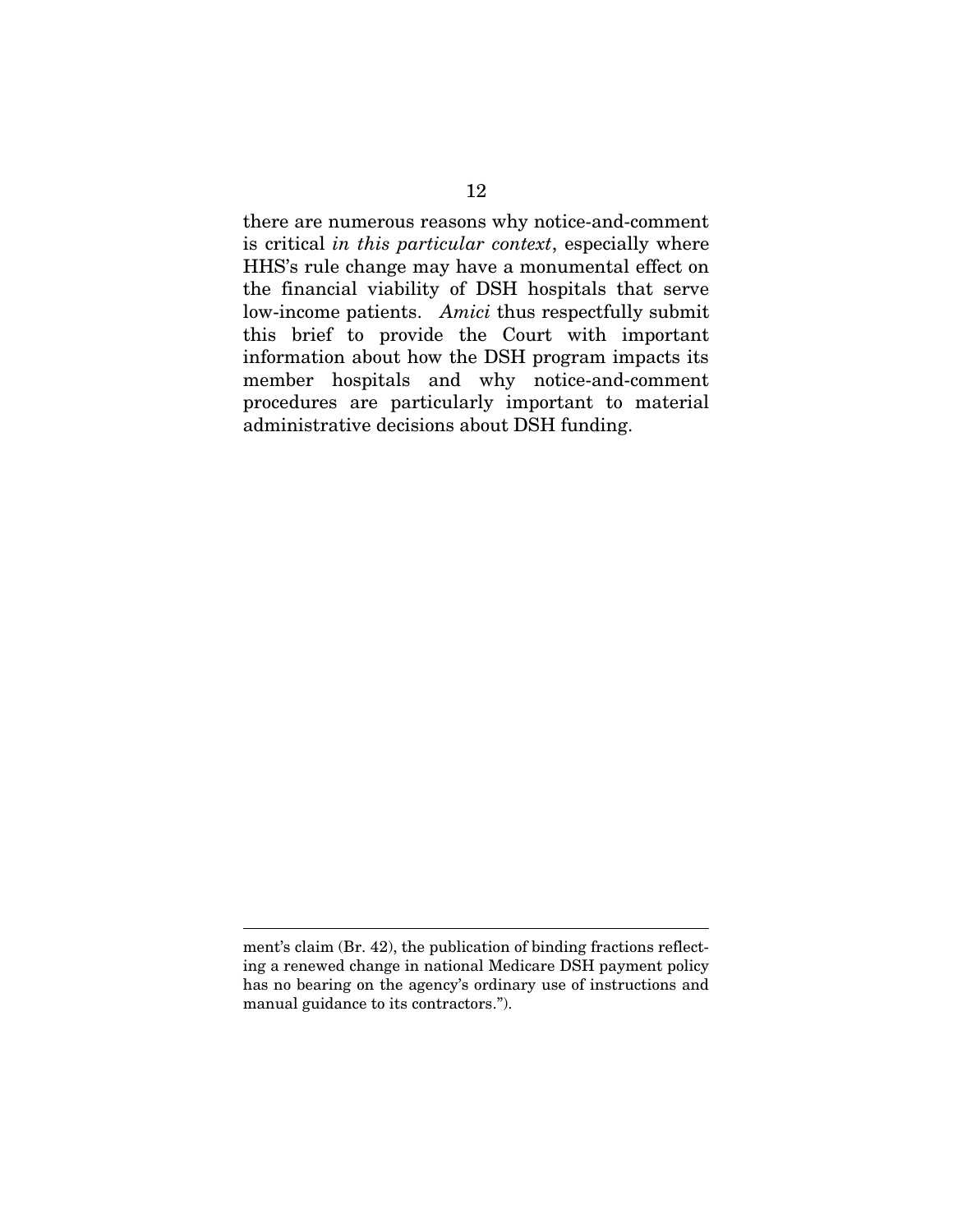there are numerous reasons why notice-and-comment is critical *in this particular context*, especially where HHS's rule change may have a monumental effect on the financial viability of DSH hospitals that serve low-income patients. *Amici* thus respectfully submit this brief to provide the Court with important information about how the DSH program impacts its member hospitals and why notice-and-comment procedures are particularly important to material administrative decisions about DSH funding.

---

ment's claim (Br. 42), the publication of binding fractions reflecting a renewed change in national Medicare DSH payment policy has no bearing on the agency's ordinary use of instructions and manual guidance to its contractors.").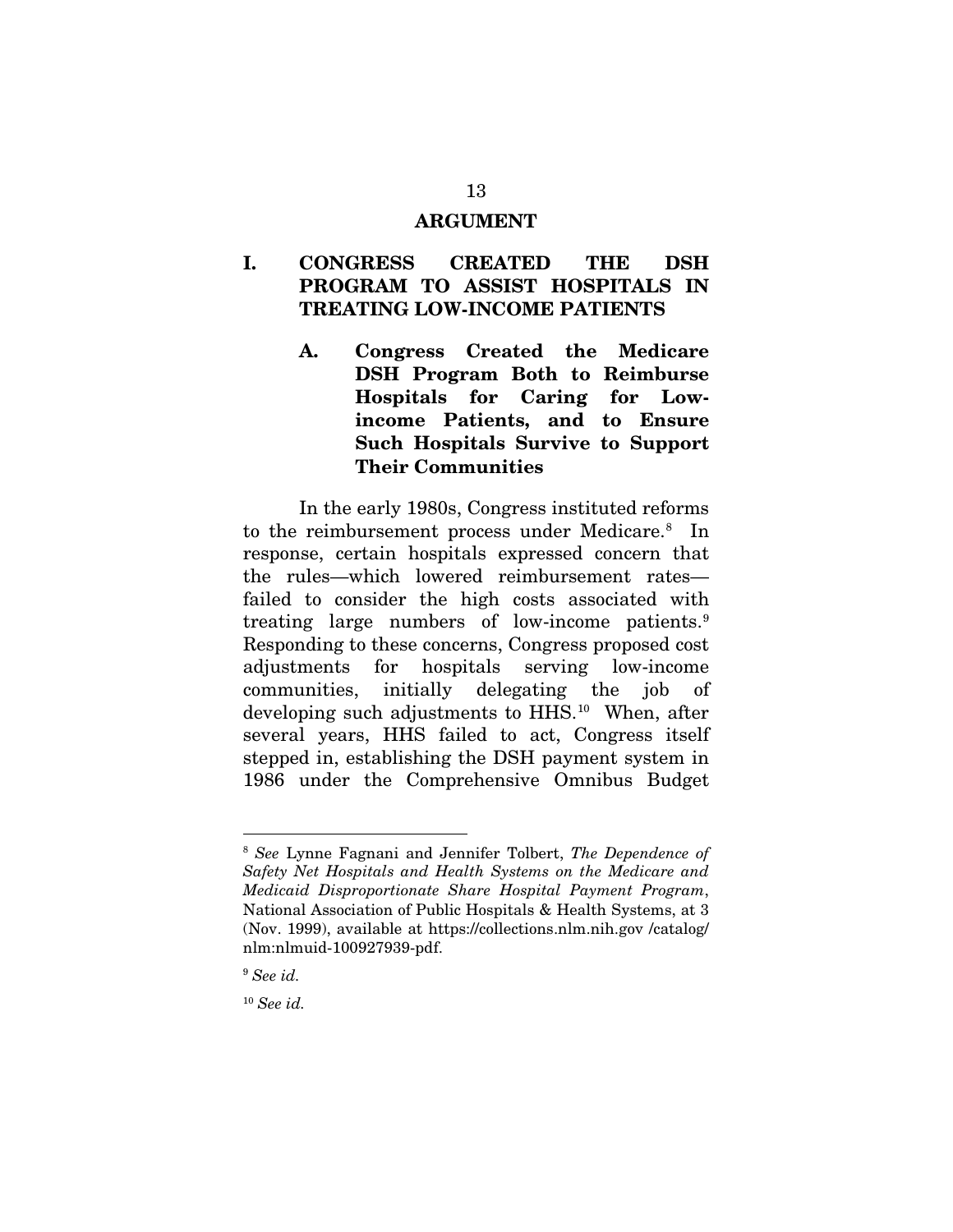# ARGUMENT

## I. CONGRESS CREATED THE DSH PROGRAM TO ASSIST HOSPITALS IN TREATING LOW-INCOME PATIENTS

### A. Congress Created the Medicare DSH Program Both to Reimburse Hospitals for Caring for Low-income Patients, and to Ensure Such Hospitals Survive to Support Their Communities

In the early 1980s, Congress instituted reforms to the reimbursement process under Medicare.[8] In response, certain hospitals expressed concern that the rules—which lowered reimbursement rates—failed to consider the high costs associated with treating large numbers of low-income patients.[9] Responding to these concerns, Congress proposed cost adjustments for hospitals serving low-income communities, initially delegating the job of developing such adjustments to HHS.[10] When, after several years, HHS failed to act, Congress itself stepped in, establishing the DSH payment system in 1986 under the Comprehensive Omnibus Budget

---

[8] *See* Lynne Fagnani and Jennifer Tolbert, *The Dependence of Safety Net Hospitals and Health Systems on the Medicare and Medicaid Disproportionate Share Hospital Payment Program*, National Association of Public Hospitals & Health Systems, at 3 (Nov. 1999), available at https://collections.nlm.nih.gov /catalog/ nlm:nlmuid-100927939-pdf.

[9] *See id.*

[10] *See id.*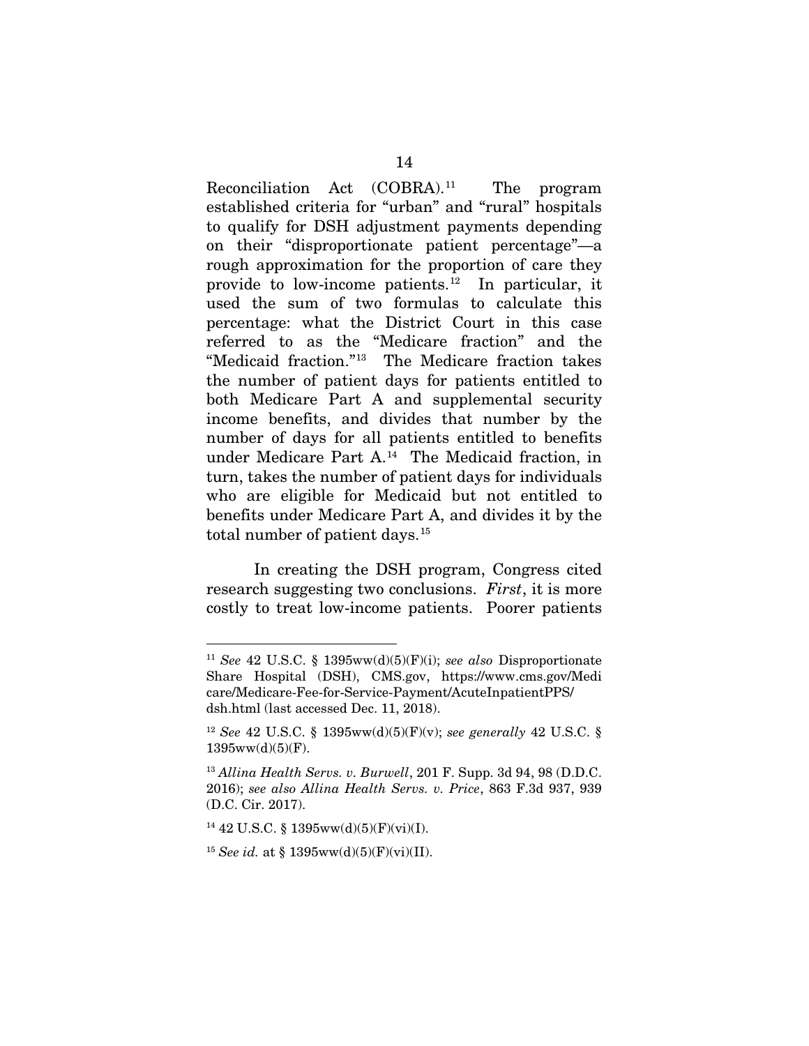Reconciliation Act (COBRA).[11] The program established criteria for "urban" and "rural" hospitals to qualify for DSH adjustment payments depending on their "disproportionate patient percentage"—a rough approximation for the proportion of care they provide to low-income patients.[12] In particular, it used the sum of two formulas to calculate this percentage: what the District Court in this case referred to as the "Medicare fraction" and the "Medicaid fraction."[13] The Medicare fraction takes the number of patient days for patients entitled to both Medicare Part A and supplemental security income benefits, and divides that number by the number of days for all patients entitled to benefits under Medicare Part A.[14] The Medicaid fraction, in turn, takes the number of patient days for individuals who are eligible for Medicaid but not entitled to benefits under Medicare Part A, and divides it by the total number of patient days.[15]

In creating the DSH program, Congress cited research suggesting two conclusions. *First*, it is more costly to treat low-income patients. Poorer patients

---

[11] *See* 42 U.S.C. § 1395ww(d)(5)(F)(i); *see also* Disproportionate Share Hospital (DSH), CMS.gov, https://www.cms.gov/Medicare/Medicare-Fee-for-Service-Payment/AcuteInpatientPPS/dsh.html (last accessed Dec. 11, 2018).

[12] *See* 42 U.S.C. § 1395ww(d)(5)(F)(v); *see generally* 42 U.S.C. § 1395ww(d)(5)(F).

[13] *Allina Health Servs. v. Burwell*, 201 F. Supp. 3d 94, 98 (D.D.C. 2016); *see also Allina Health Servs. v. Price*, 863 F.3d 937, 939 (D.C. Cir. 2017).

[14] 42 U.S.C. § 1395ww(d)(5)(F)(vi)(I).

[15] *See id.* at § 1395ww(d)(5)(F)(vi)(II).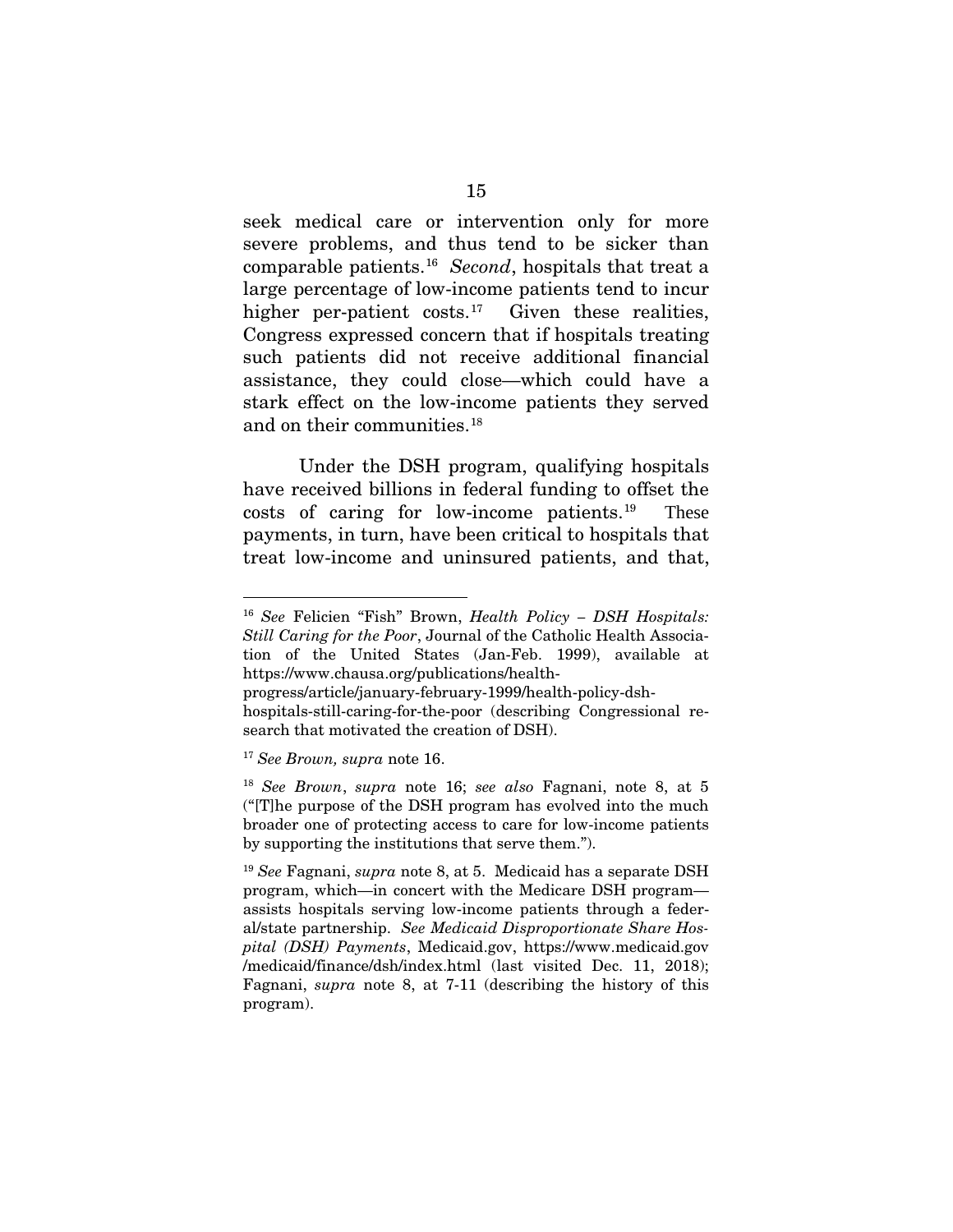seek medical care or intervention only for more severe problems, and thus tend to be sicker than comparable patients.[16] *Second*, hospitals that treat a large percentage of low-income patients tend to incur higher per-patient costs.[17] Given these realities, Congress expressed concern that if hospitals treating such patients did not receive additional financial assistance, they could close—which could have a stark effect on the low-income patients they served and on their communities.[18]

Under the DSH program, qualifying hospitals have received billions in federal funding to offset the costs of caring for low-income patients.[19] These payments, in turn, have been critical to hospitals that treat low-income and uninsured patients, and that,

---

[16] *See* Felicien "Fish" Brown, *Health Policy – DSH Hospitals: Still Caring for the Poor*, Journal of the Catholic Health Association of the United States (Jan-Feb. 1999), available at https://www.chausa.org/publications/health-progress/article/january-february-1999/health-policy-dsh-hospitals-still-caring-for-the-poor (describing Congressional research that motivated the creation of DSH).

[17] *See Brown, supra* note 16.

[18] *See Brown*, *supra* note 16; *see also* Fagnani, note 8, at 5 ("[T]he purpose of the DSH program has evolved into the much broader one of protecting access to care for low-income patients by supporting the institutions that serve them.").

[19] *See* Fagnani, *supra* note 8, at 5. Medicaid has a separate DSH program, which—in concert with the Medicare DSH program—assists hospitals serving low-income patients through a federal/state partnership. *See Medicaid Disproportionate Share Hospital (DSH) Payments*, Medicaid.gov, https://www.medicaid.gov/medicaid/finance/dsh/index.html (last visited Dec. 11, 2018); Fagnani, *supra* note 8, at 7-11 (describing the history of this program).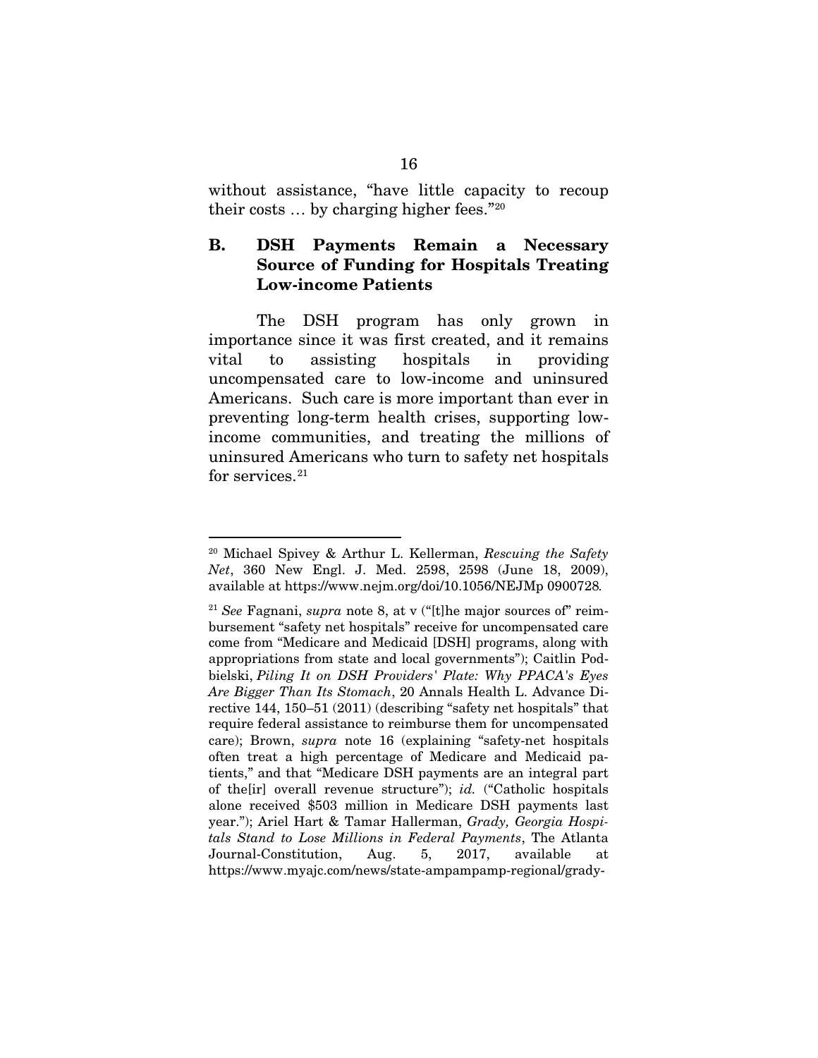without assistance, "have little capacity to recoup their costs … by charging higher fees."[20]

### B. DSH Payments Remain a Necessary Source of Funding for Hospitals Treating Low-income Patients

The DSH program has only grown in importance since it was first created, and it remains vital to assisting hospitals in providing uncompensated care to low-income and uninsured Americans. Such care is more important than ever in preventing long-term health crises, supporting low-income communities, and treating the millions of uninsured Americans who turn to safety net hospitals for services.[21]

---

[20] Michael Spivey & Arthur L. Kellerman, *Rescuing the Safety Net*, 360 New Engl. J. Med. 2598, 2598 (June 18, 2009), available at https://www.nejm.org/doi/10.1056/NEJMp 0900728.

[21] *See* Fagnani, *supra* note 8, at v ("[t]he major sources of" reimbursement "safety net hospitals" receive for uncompensated care come from "Medicare and Medicaid [DSH] programs, along with appropriations from state and local governments"); Caitlin Podbielski, *Piling It on DSH Providers' Plate: Why PPACA's Eyes Are Bigger Than Its Stomach*, 20 Annals Health L. Advance Directive 144, 150–51 (2011) (describing "safety net hospitals" that require federal assistance to reimburse them for uncompensated care); Brown, *supra* note 16 (explaining "safety-net hospitals often treat a high percentage of Medicare and Medicaid patients," and that "Medicare DSH payments are an integral part of the[ir] overall revenue structure"); *id.* ("Catholic hospitals alone received $503 million in Medicare DSH payments last year."); Ariel Hart & Tamar Hallerman, *Grady, Georgia Hospitals Stand to Lose Millions in Federal Payments*, The Atlanta Journal-Constitution, Aug. 5, 2017, available at https://www.myajc.com/news/state-ampampamp-regional/grady-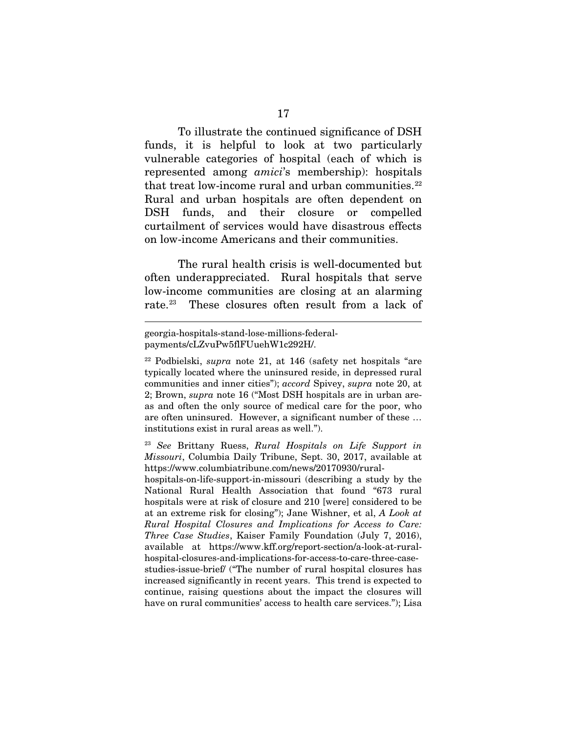To illustrate the continued significance of DSH funds, it is helpful to look at two particularly vulnerable categories of hospital (each of which is represented among *amici*'s membership): hospitals that treat low-income rural and urban communities.[22] Rural and urban hospitals are often dependent on DSH funds, and their closure or compelled curtailment of services would have disastrous effects on low-income Americans and their communities.

The rural health crisis is well-documented but often underappreciated. Rural hospitals that serve low-income communities are closing at an alarming rate.[23] These closures often result from a lack of

---

georgia-hospitals-stand-lose-millions-federal-payments/cLZvuPw5flFUuehW1c292H/.

[22] Podbielski, *supra* note 21, at 146 (safety net hospitals "are typically located where the uninsured reside, in depressed rural communities and inner cities"); *accord* Spivey, *supra* note 20, at 2; Brown, *supra* note 16 ("Most DSH hospitals are in urban areas and often the only source of medical care for the poor, who are often uninsured. However, a significant number of these … institutions exist in rural areas as well.").

[23] *See* Brittany Ruess, *Rural Hospitals on Life Support in Missouri*, Columbia Daily Tribune, Sept. 30, 2017, available at https://www.columbiatribune.com/news/20170930/rural-hospitals-on-life-support-in-missouri (describing a study by the National Rural Health Association that found "673 rural hospitals were at risk of closure and 210 [were] considered to be at an extreme risk for closing"); Jane Wishner, et al, *A Look at Rural Hospital Closures and Implications for Access to Care: Three Case Studies*, Kaiser Family Foundation (July 7, 2016), available at https://www.kff.org/report-section/a-look-at-rural-hospital-closures-and-implications-for-access-to-care-three-case-studies-issue-brief/ ("The number of rural hospital closures has increased significantly in recent years. This trend is expected to continue, raising questions about the impact the closures will have on rural communities' access to health care services."); Lisa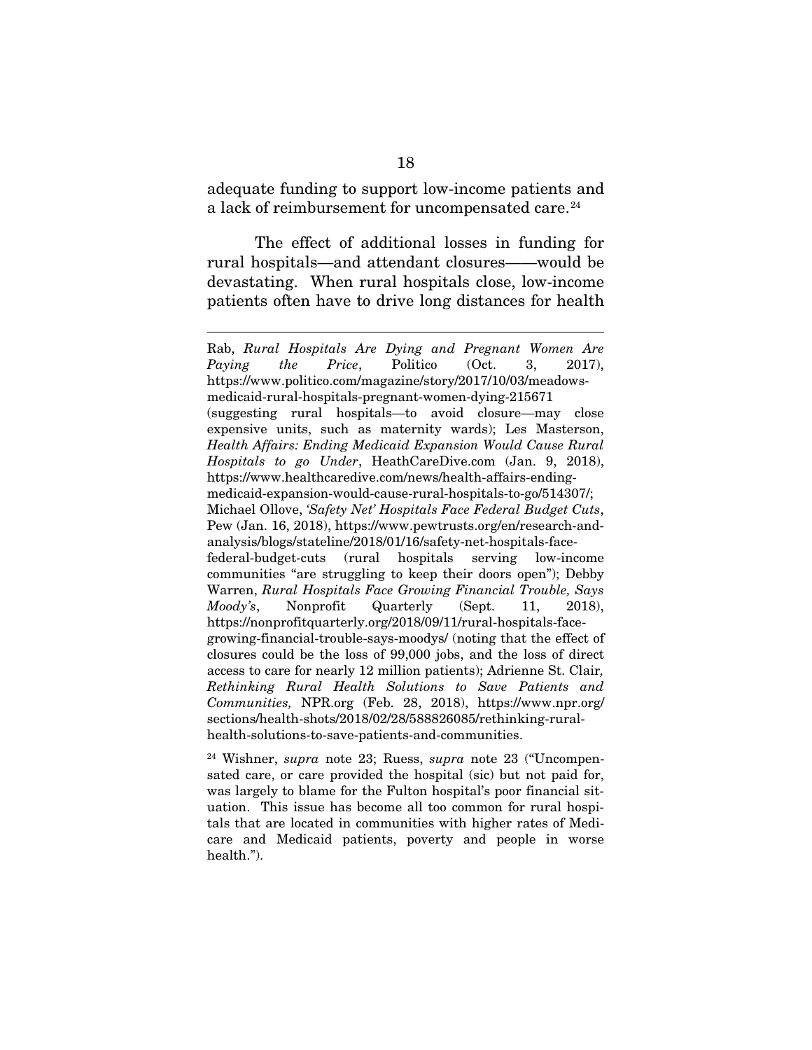adequate funding to support low-income patients and a lack of reimbursement for uncompensated care.[24]

The effect of additional losses in funding for rural hospitals—and attendant closures——would be devastating. When rural hospitals close, low-income patients often have to drive long distances for health

---

Rab, *Rural Hospitals Are Dying and Pregnant Women Are Paying the Price*, Politico (Oct. 3, 2017), https://www.politico.com/magazine/story/2017/10/03/meadows-medicaid-rural-hospitals-pregnant-women-dying-215671 (suggesting rural hospitals—to avoid closure—may close expensive units, such as maternity wards); Les Masterson, *Health Affairs: Ending Medicaid Expansion Would Cause Rural Hospitals to go Under*, HeathCareDive.com (Jan. 9, 2018), https://www.healthcaredive.com/news/health-affairs-ending-medicaid-expansion-would-cause-rural-hospitals-to-go/514307/; Michael Ollove, *'Safety Net' Hospitals Face Federal Budget Cuts*, Pew (Jan. 16, 2018), https://www.pewtrusts.org/en/research-and-analysis/blogs/stateline/2018/01/16/safety-net-hospitals-face-federal-budget-cuts (rural hospitals serving low-income communities "are struggling to keep their doors open"); Debby Warren, *Rural Hospitals Face Growing Financial Trouble, Says Moody's*, Nonprofit Quarterly (Sept. 11, 2018), https://nonprofitquarterly.org/2018/09/11/rural-hospitals-face-growing-financial-trouble-says-moodys/ (noting that the effect of closures could be the loss of 99,000 jobs, and the loss of direct access to care for nearly 12 million patients); Adrienne St. Clair*, Rethinking Rural Health Solutions to Save Patients and Communities,* NPR.org (Feb. 28, 2018), https://www.npr.org/sections/health-shots/2018/02/28/588826085/rethinking-rural-health-solutions-to-save-patients-and-communities.

[24] Wishner, *supra* note 23; Ruess, *supra* note 23 ("Uncompensated care, or care provided the hospital (sic) but not paid for, was largely to blame for the Fulton hospital's poor financial situation. This issue has become all too common for rural hospitals that are located in communities with higher rates of Medicare and Medicaid patients, poverty and people in worse health.").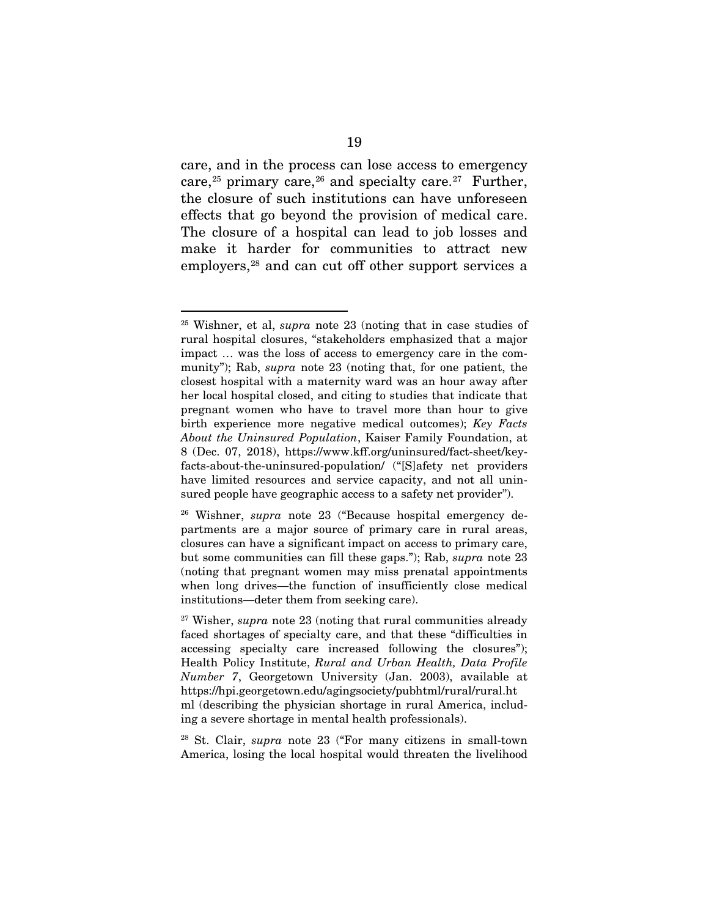care, and in the process can lose access to emergency care,[25] primary care,[26] and specialty care.[27] Further, the closure of such institutions can have unforeseen effects that go beyond the provision of medical care. The closure of a hospital can lead to job losses and make it harder for communities to attract new employers,[28] and can cut off other support services a

---

[25] Wishner, et al, *supra* note 23 (noting that in case studies of rural hospital closures, "stakeholders emphasized that a major impact … was the loss of access to emergency care in the community"); Rab, *supra* note 23 (noting that, for one patient, the closest hospital with a maternity ward was an hour away after her local hospital closed, and citing to studies that indicate that pregnant women who have to travel more than hour to give birth experience more negative medical outcomes); *Key Facts About the Uninsured Population*, Kaiser Family Foundation, at 8 (Dec. 07, 2018), https://www.kff.org/uninsured/fact-sheet/key-facts-about-the-uninsured-population/ ("[S]afety net providers have limited resources and service capacity, and not all uninsured people have geographic access to a safety net provider").

[26] Wishner, *supra* note 23 ("Because hospital emergency departments are a major source of primary care in rural areas, closures can have a significant impact on access to primary care, but some communities can fill these gaps."); Rab, *supra* note 23 (noting that pregnant women may miss prenatal appointments when long drives—the function of insufficiently close medical institutions—deter them from seeking care).

[27] Wisher, *supra* note 23 (noting that rural communities already faced shortages of specialty care, and that these "difficulties in accessing specialty care increased following the closures"); Health Policy Institute, *Rural and Urban Health, Data Profile Number 7*, Georgetown University (Jan. 2003), available at https://hpi.georgetown.edu/agingsociety/pubhtml/rural/rural.html (describing the physician shortage in rural America, including a severe shortage in mental health professionals).

[28] St. Clair, *supra* note 23 ("For many citizens in small-town America, losing the local hospital would threaten the livelihood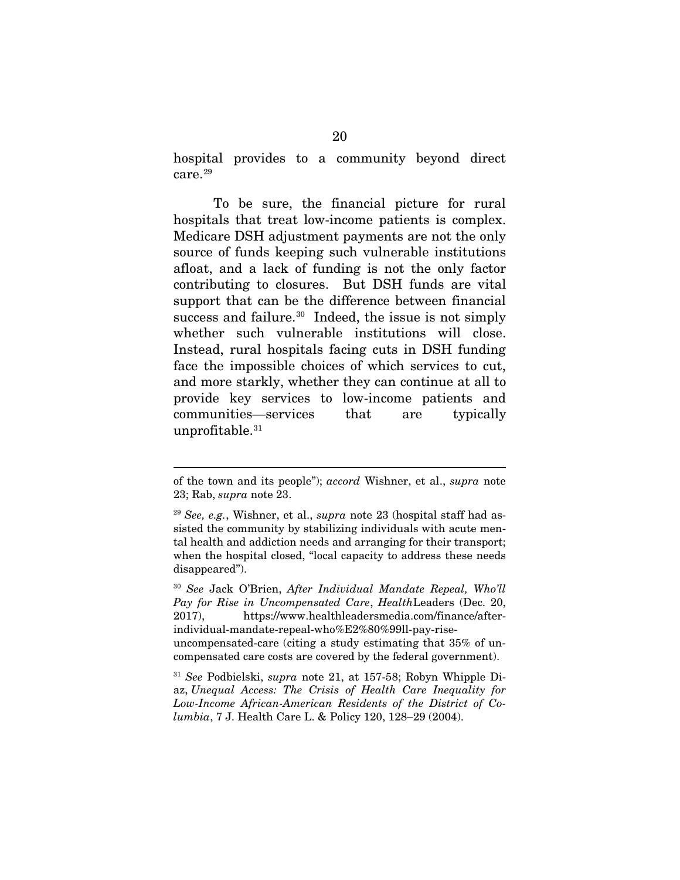hospital provides to a community beyond direct care.[29]

To be sure, the financial picture for rural hospitals that treat low-income patients is complex. Medicare DSH adjustment payments are not the only source of funds keeping such vulnerable institutions afloat, and a lack of funding is not the only factor contributing to closures. But DSH funds are vital support that can be the difference between financial success and failure.[30] Indeed, the issue is not simply whether such vulnerable institutions will close. Instead, rural hospitals facing cuts in DSH funding face the impossible choices of which services to cut, and more starkly, whether they can continue at all to provide key services to low-income patients and communities—services that are typically unprofitable.[31]

---

of the town and its people"); *accord* Wishner, et al., *supra* note 23; Rab, *supra* note 23.

[29] *See, e.g.*, Wishner, et al., *supra* note 23 (hospital staff had assisted the community by stabilizing individuals with acute mental health and addiction needs and arranging for their transport; when the hospital closed, "local capacity to address these needs disappeared").

[30] *See* Jack O'Brien, *After Individual Mandate Repeal, Who'll Pay for Rise in Uncompensated Care*, *Health*Leaders (Dec. 20, 2017), https://www.healthleadersmedia.com/finance/after-individual-mandate-repeal-who%E2%80%99ll-pay-rise-uncompensated-care (citing a study estimating that 35% of uncompensated care costs are covered by the federal government).

[31] *See* Podbielski, *supra* note 21, at 157-58; Robyn Whipple Diaz, *Unequal Access: The Crisis of Health Care Inequality for Low-Income African-American Residents of the District of Columbia*, 7 J. Health Care L. & Policy 120, 128–29 (2004).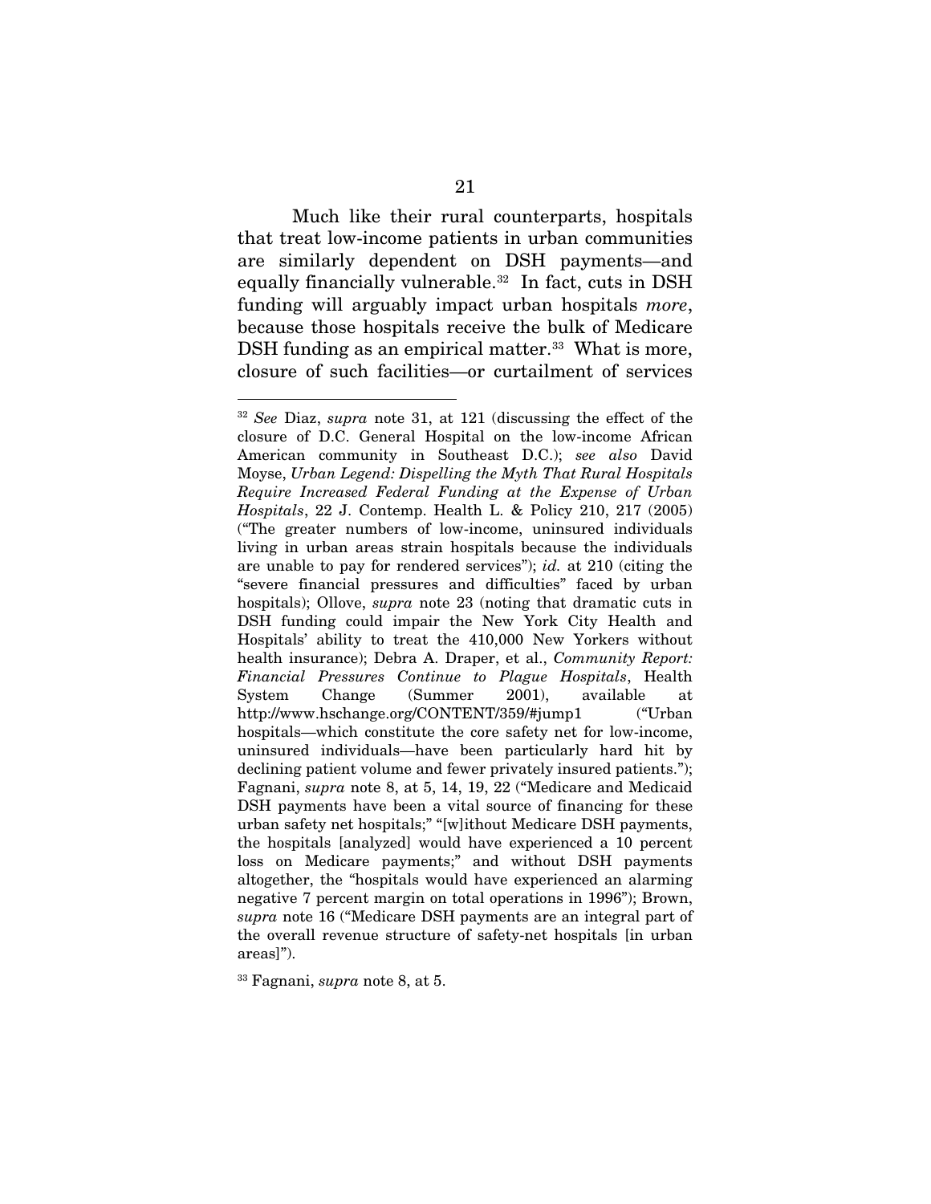Much like their rural counterparts, hospitals that treat low-income patients in urban communities are similarly dependent on DSH payments—and equally financially vulnerable.[32] In fact, cuts in DSH funding will arguably impact urban hospitals *more*, because those hospitals receive the bulk of Medicare DSH funding as an empirical matter.[33] What is more, closure of such facilities—or curtailment of services

---

[32] *See* Diaz, *supra* note 31, at 121 (discussing the effect of the closure of D.C. General Hospital on the low-income African American community in Southeast D.C.); *see also* David Moyse, *Urban Legend: Dispelling the Myth That Rural Hospitals Require Increased Federal Funding at the Expense of Urban Hospitals*, 22 J. Contemp. Health L. & Policy 210, 217 (2005) ("The greater numbers of low-income, uninsured individuals living in urban areas strain hospitals because the individuals are unable to pay for rendered services"); *id.* at 210 (citing the "severe financial pressures and difficulties" faced by urban hospitals); Ollove, *supra* note 23 (noting that dramatic cuts in DSH funding could impair the New York City Health and Hospitals' ability to treat the 410,000 New Yorkers without health insurance); Debra A. Draper, et al., *Community Report: Financial Pressures Continue to Plague Hospitals*, Health System Change (Summer 2001), available at http://www.hschange.org/CONTENT/359/#jump1 ("Urban hospitals—which constitute the core safety net for low-income, uninsured individuals—have been particularly hard hit by declining patient volume and fewer privately insured patients."); Fagnani, *supra* note 8, at 5, 14, 19, 22 ("Medicare and Medicaid DSH payments have been a vital source of financing for these urban safety net hospitals;" "[w]ithout Medicare DSH payments, the hospitals [analyzed] would have experienced a 10 percent loss on Medicare payments;" and without DSH payments altogether, the "hospitals would have experienced an alarming negative 7 percent margin on total operations in 1996"); Brown, *supra* note 16 ("Medicare DSH payments are an integral part of the overall revenue structure of safety-net hospitals [in urban areas]").

[33] Fagnani, *supra* note 8, at 5.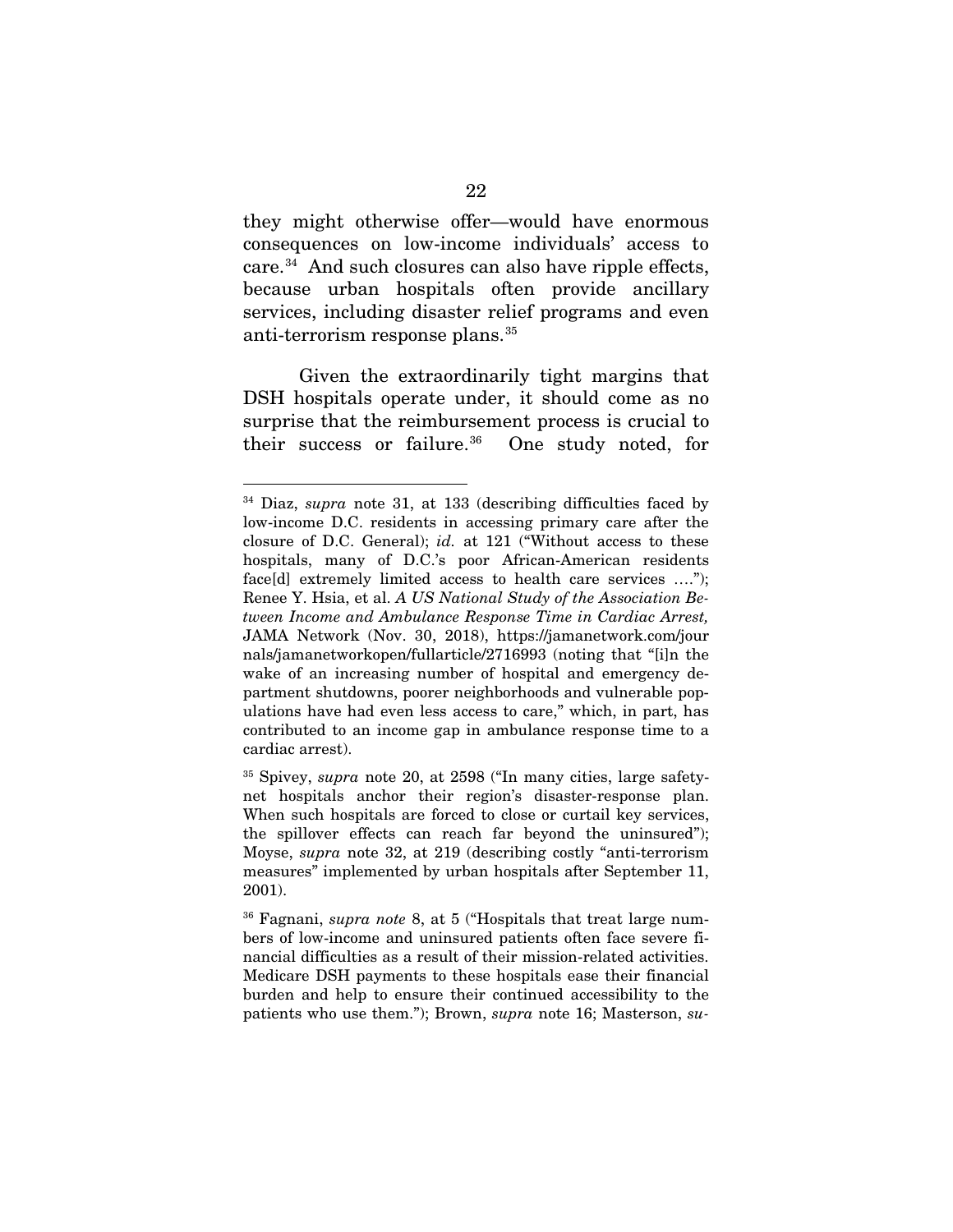they might otherwise offer—would have enormous consequences on low-income individuals' access to care.[34] And such closures can also have ripple effects, because urban hospitals often provide ancillary services, including disaster relief programs and even anti-terrorism response plans.[35]

Given the extraordinarily tight margins that DSH hospitals operate under, it should come as no surprise that the reimbursement process is crucial to their success or failure.[36] One study noted, for

---

[34] Diaz, *supra* note 31, at 133 (describing difficulties faced by low-income D.C. residents in accessing primary care after the closure of D.C. General); *id.* at 121 ("Without access to these hospitals, many of D.C.'s poor African-American residents face[d] extremely limited access to health care services …."); Renee Y. Hsia, et al. *A US National Study of the Association Between Income and Ambulance Response Time in Cardiac Arrest,* JAMA Network (Nov. 30, 2018), https://jamanetwork.com/journals/jamanetworkopen/fullarticle/2716993 (noting that "[i]n the wake of an increasing number of hospital and emergency department shutdowns, poorer neighborhoods and vulnerable populations have had even less access to care," which, in part, has contributed to an income gap in ambulance response time to a cardiac arrest).

[35] Spivey, *supra* note 20, at 2598 ("In many cities, large safety-net hospitals anchor their region's disaster-response plan. When such hospitals are forced to close or curtail key services, the spillover effects can reach far beyond the uninsured"); Moyse, *supra* note 32, at 219 (describing costly "anti-terrorism measures" implemented by urban hospitals after September 11, 2001).

[36] Fagnani, *supra note* 8, at 5 ("Hospitals that treat large numbers of low-income and uninsured patients often face severe financial difficulties as a result of their mission-related activities. Medicare DSH payments to these hospitals ease their financial burden and help to ensure their continued accessibility to the patients who use them."); Brown, *supra* note 16; Masterson, *su-*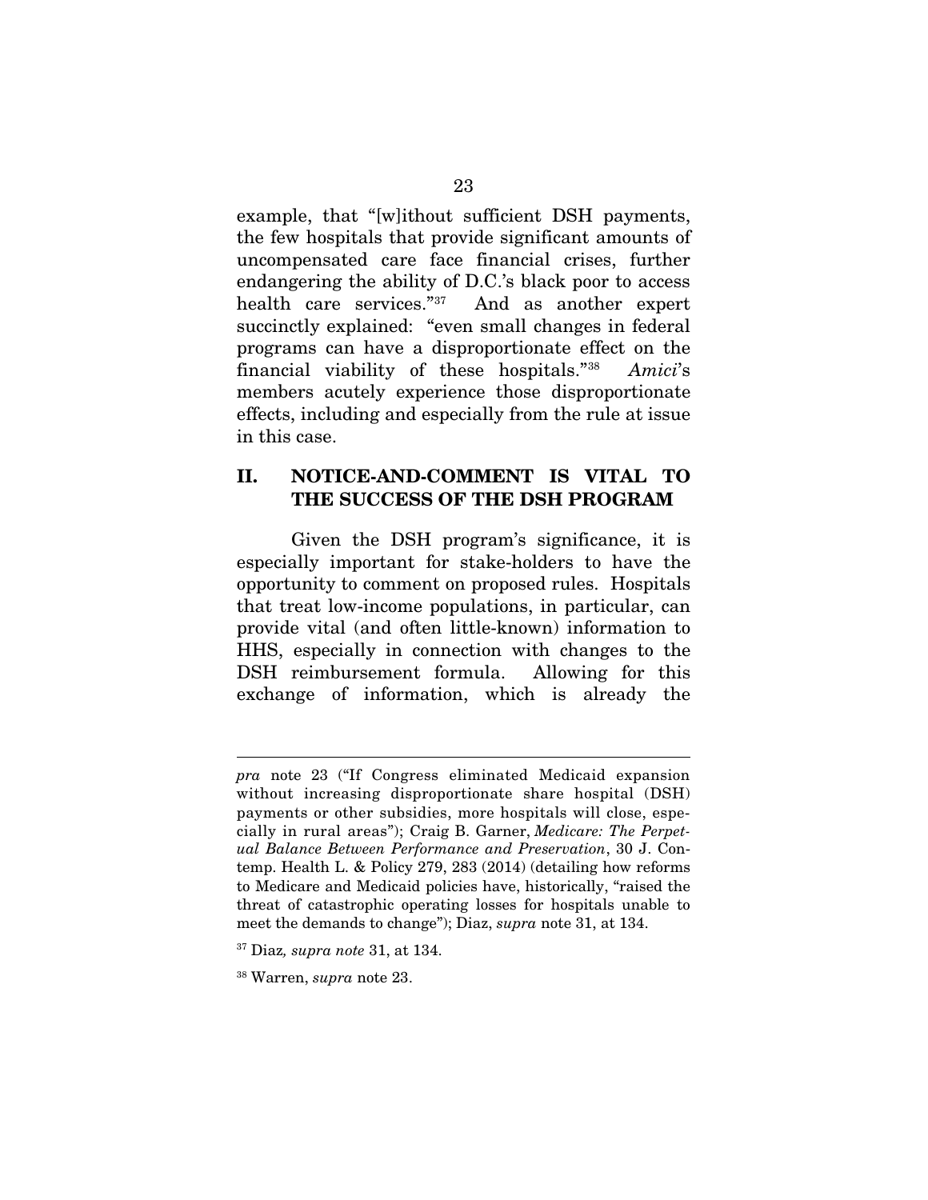example, that "[w]ithout sufficient DSH payments, the few hospitals that provide significant amounts of uncompensated care face financial crises, further endangering the ability of D.C.'s black poor to access health care services."[37] And as another expert succinctly explained: "even small changes in federal programs can have a disproportionate effect on the financial viability of these hospitals."[38] *Amici*'s members acutely experience those disproportionate effects, including and especially from the rule at issue in this case.

## II. NOTICE-AND-COMMENT IS VITAL TO THE SUCCESS OF THE DSH PROGRAM

Given the DSH program's significance, it is especially important for stake-holders to have the opportunity to comment on proposed rules. Hospitals that treat low-income populations, in particular, can provide vital (and often little-known) information to HHS, especially in connection with changes to the DSH reimbursement formula. Allowing for this exchange of information, which is already the

---

*pra* note 23 ("If Congress eliminated Medicaid expansion without increasing disproportionate share hospital (DSH) payments or other subsidies, more hospitals will close, especially in rural areas"); Craig B. Garner, *Medicare: The Perpetual Balance Between Performance and Preservation*, 30 J. Contemp. Health L. & Policy 279, 283 (2014) (detailing how reforms to Medicare and Medicaid policies have, historically, "raised the threat of catastrophic operating losses for hospitals unable to meet the demands to change"); Diaz, *supra* note 31, at 134.

[37] Diaz*, supra note* 31, at 134.

[38] Warren, *supra* note 23.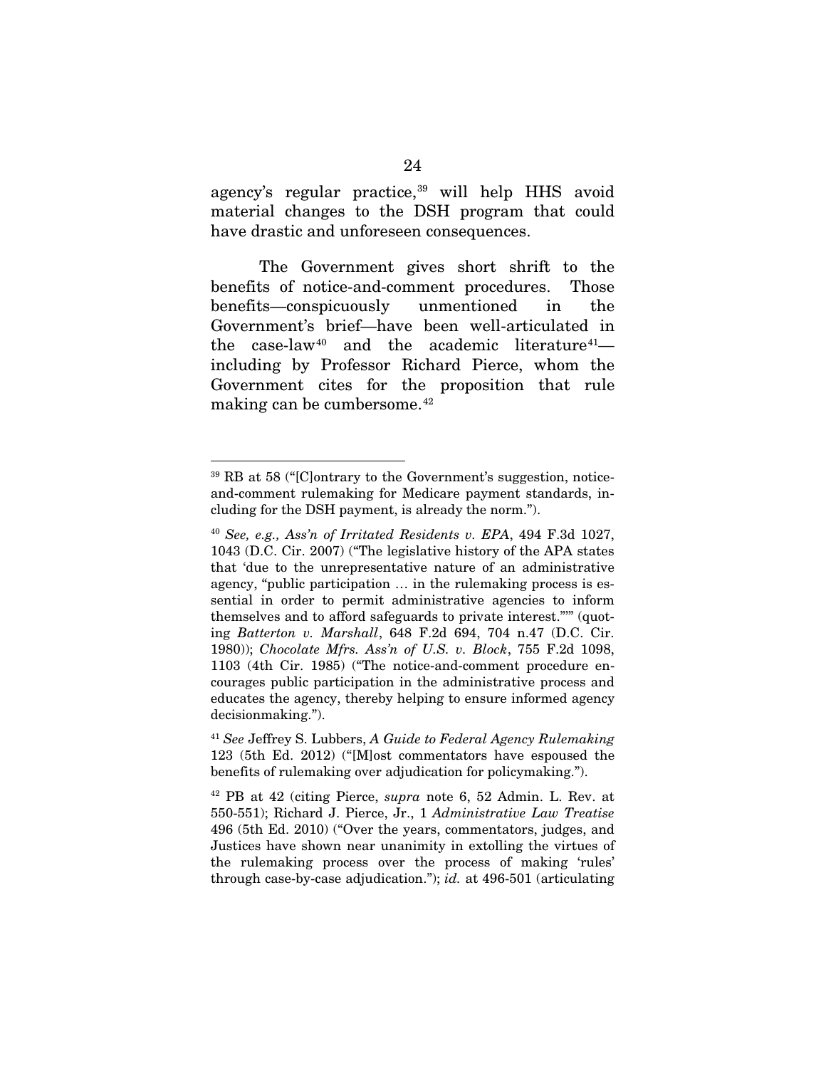agency's regular practice,[39] will help HHS avoid material changes to the DSH program that could have drastic and unforeseen consequences.

The Government gives short shrift to the benefits of notice-and-comment procedures. Those benefits—conspicuously unmentioned in the Government's brief—have been well-articulated in the case-law[40] and the academic literature[41]—including by Professor Richard Pierce, whom the Government cites for the proposition that rule making can be cumbersome.[42]

---

[39] RB at 58 ("[C]ontrary to the Government's suggestion, notice-and-comment rulemaking for Medicare payment standards, including for the DSH payment, is already the norm.").

[40] *See, e.g., Ass'n of Irritated Residents v. EPA*, 494 F.3d 1027, 1043 (D.C. Cir. 2007) ("The legislative history of the APA states that 'due to the unrepresentative nature of an administrative agency, "public participation … in the rulemaking process is essential in order to permit administrative agencies to inform themselves and to afford safeguards to private interest."'" (quoting *Batterton v. Marshall*, 648 F.2d 694, 704 n.47 (D.C. Cir. 1980)); *Chocolate Mfrs. Ass'n of U.S. v. Block*, 755 F.2d 1098, 1103 (4th Cir. 1985) ("The notice-and-comment procedure encourages public participation in the administrative process and educates the agency, thereby helping to ensure informed agency decisionmaking.").

[41] *See* Jeffrey S. Lubbers, *A Guide to Federal Agency Rulemaking* 123 (5th Ed. 2012) ("[M]ost commentators have espoused the benefits of rulemaking over adjudication for policymaking.").

[42] PB at 42 (citing Pierce, *supra* note 6, 52 Admin. L. Rev. at 550-551); Richard J. Pierce, Jr., 1 *Administrative Law Treatise* 496 (5th Ed. 2010) ("Over the years, commentators, judges, and Justices have shown near unanimity in extolling the virtues of the rulemaking process over the process of making 'rules' through case-by-case adjudication."); *id.* at 496-501 (articulating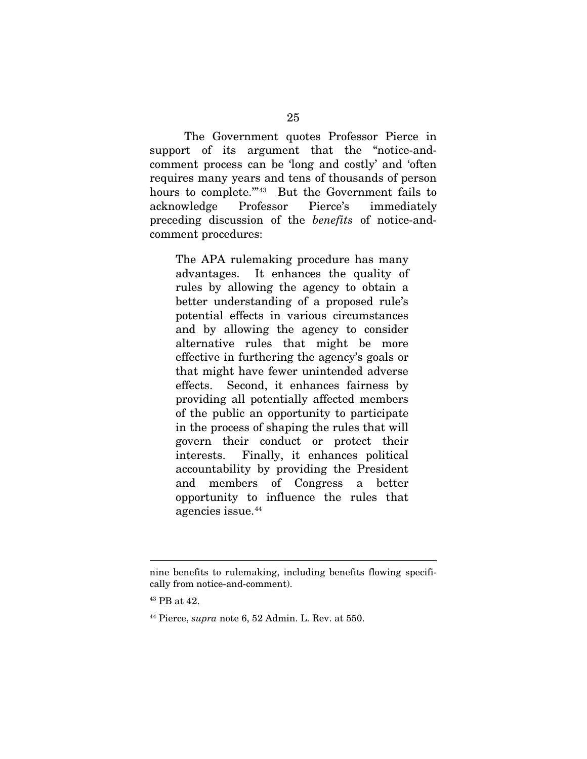The Government quotes Professor Pierce in support of its argument that the "notice-and-comment process can be 'long and costly' and 'often requires many years and tens of thousands of person hours to complete.'"[43] But the Government fails to acknowledge Professor Pierce's immediately preceding discussion of the *benefits* of notice-and-comment procedures:

> The APA rulemaking procedure has many advantages. It enhances the quality of rules by allowing the agency to obtain a better understanding of a proposed rule's potential effects in various circumstances and by allowing the agency to consider alternative rules that might be more effective in furthering the agency's goals or that might have fewer unintended adverse effects. Second, it enhances fairness by providing all potentially affected members of the public an opportunity to participate in the process of shaping the rules that will govern their conduct or protect their interests. Finally, it enhances political accountability by providing the President and members of Congress a better opportunity to influence the rules that agencies issue.[44]

---

nine benefits to rulemaking, including benefits flowing specifically from notice-and-comment).

[43] PB at 42.

[44] Pierce, *supra* note 6, 52 Admin. L. Rev. at 550.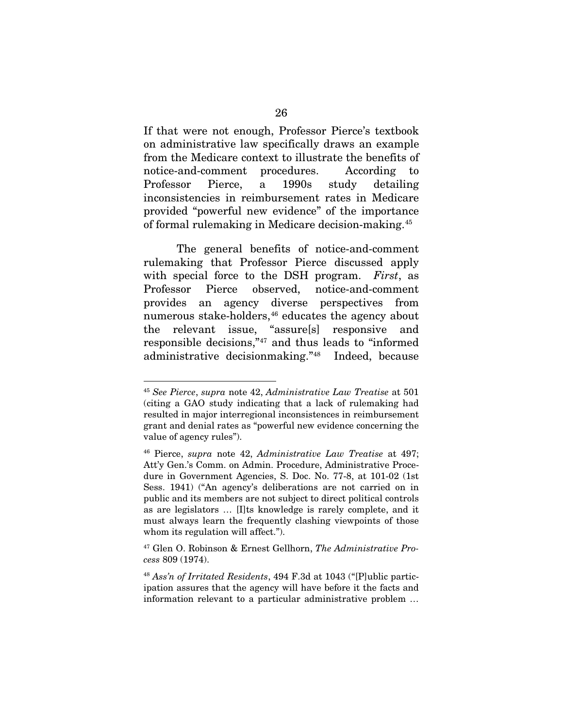If that were not enough, Professor Pierce's textbook on administrative law specifically draws an example from the Medicare context to illustrate the benefits of notice-and-comment procedures. According to Professor Pierce, a 1990s study detailing inconsistencies in reimbursement rates in Medicare provided "powerful new evidence" of the importance of formal rulemaking in Medicare decision-making.[45]

The general benefits of notice-and-comment rulemaking that Professor Pierce discussed apply with special force to the DSH program. *First*, as Professor Pierce observed, notice-and-comment provides an agency diverse perspectives from numerous stake-holders,[46] educates the agency about the relevant issue, "assure[s] responsive and responsible decisions,"[47] and thus leads to "informed administrative decisionmaking."[48] Indeed, because

---

[45] *See Pierce*, *supra* note 42, *Administrative Law Treatise* at 501 (citing a GAO study indicating that a lack of rulemaking had resulted in major interregional inconsistences in reimbursement grant and denial rates as "powerful new evidence concerning the value of agency rules").

[46] Pierce, *supra* note 42, *Administrative Law Treatise* at 497; Att'y Gen.'s Comm. on Admin. Procedure, Administrative Procedure in Government Agencies, S. Doc. No. 77-8, at 101-02 (1st Sess. 1941) ("An agency's deliberations are not carried on in public and its members are not subject to direct political controls as are legislators … [I]ts knowledge is rarely complete, and it must always learn the frequently clashing viewpoints of those whom its regulation will affect.").

[47] Glen O. Robinson & Ernest Gellhorn, *The Administrative Process* 809 (1974).

[48] *Ass'n of Irritated Residents*, 494 F.3d at 1043 ("[P]ublic participation assures that the agency will have before it the facts and information relevant to a particular administrative problem …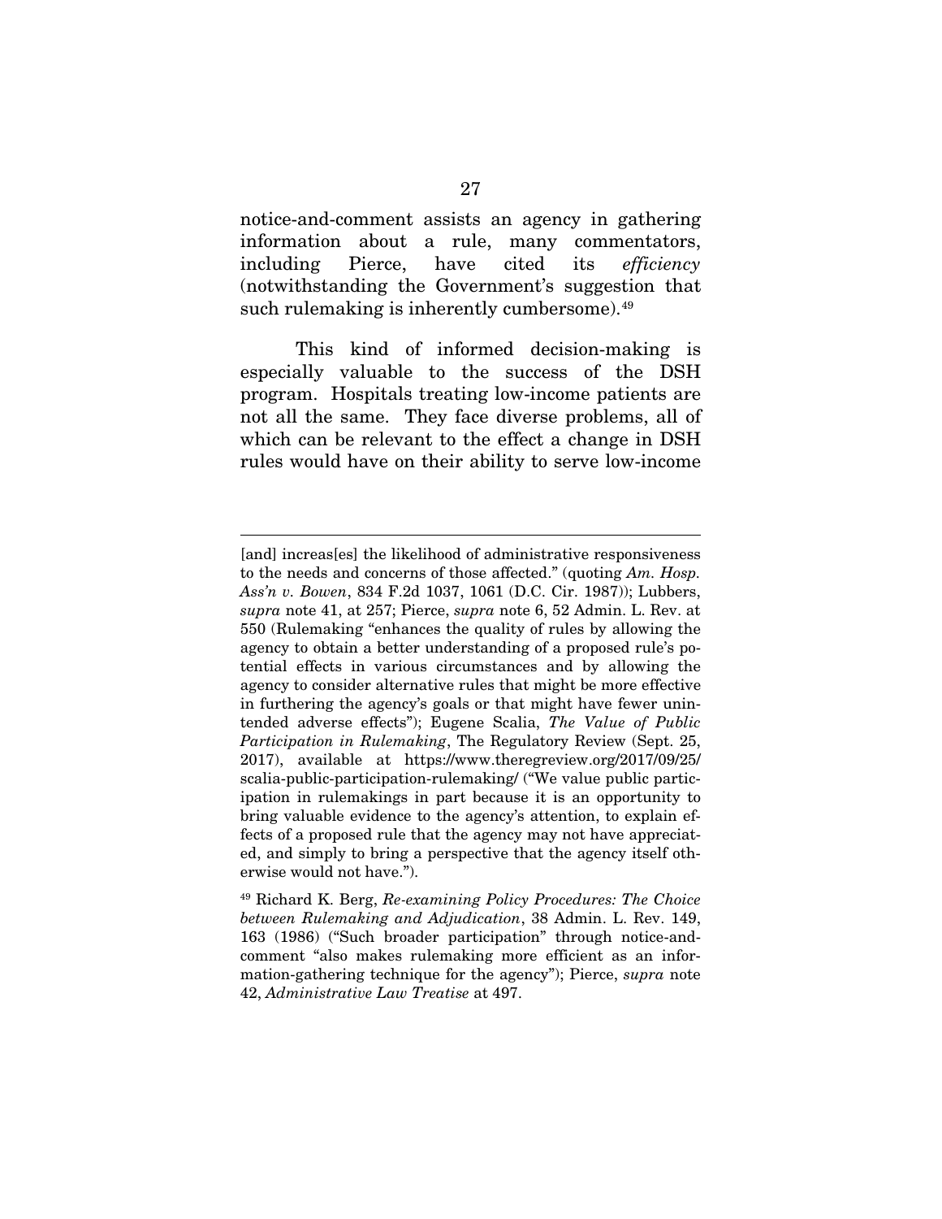notice-and-comment assists an agency in gathering information about a rule, many commentators, including Pierce, have cited its *efficiency* (notwithstanding the Government's suggestion that such rulemaking is inherently cumbersome).[49]

This kind of informed decision-making is especially valuable to the success of the DSH program. Hospitals treating low-income patients are not all the same. They face diverse problems, all of which can be relevant to the effect a change in DSH rules would have on their ability to serve low-income

---

[and] increas[es] the likelihood of administrative responsiveness to the needs and concerns of those affected." (quoting *Am. Hosp. Ass'n v. Bowen*, 834 F.2d 1037, 1061 (D.C. Cir. 1987)); Lubbers, *supra* note 41, at 257; Pierce, *supra* note 6, 52 Admin. L. Rev. at 550 (Rulemaking "enhances the quality of rules by allowing the agency to obtain a better understanding of a proposed rule's potential effects in various circumstances and by allowing the agency to consider alternative rules that might be more effective in furthering the agency's goals or that might have fewer unintended adverse effects"); Eugene Scalia, *The Value of Public Participation in Rulemaking*, The Regulatory Review (Sept. 25, 2017), available at https://www.theregreview.org/2017/09/25/scalia-public-participation-rulemaking/ ("We value public participation in rulemakings in part because it is an opportunity to bring valuable evidence to the agency's attention, to explain effects of a proposed rule that the agency may not have appreciated, and simply to bring a perspective that the agency itself otherwise would not have.").

[49] Richard K. Berg, *Re-examining Policy Procedures: The Choice between Rulemaking and Adjudication*, 38 Admin. L. Rev. 149, 163 (1986) ("Such broader participation" through notice-and-comment "also makes rulemaking more efficient as an information-gathering technique for the agency"); Pierce, *supra* note 42, *Administrative Law Treatise* at 497.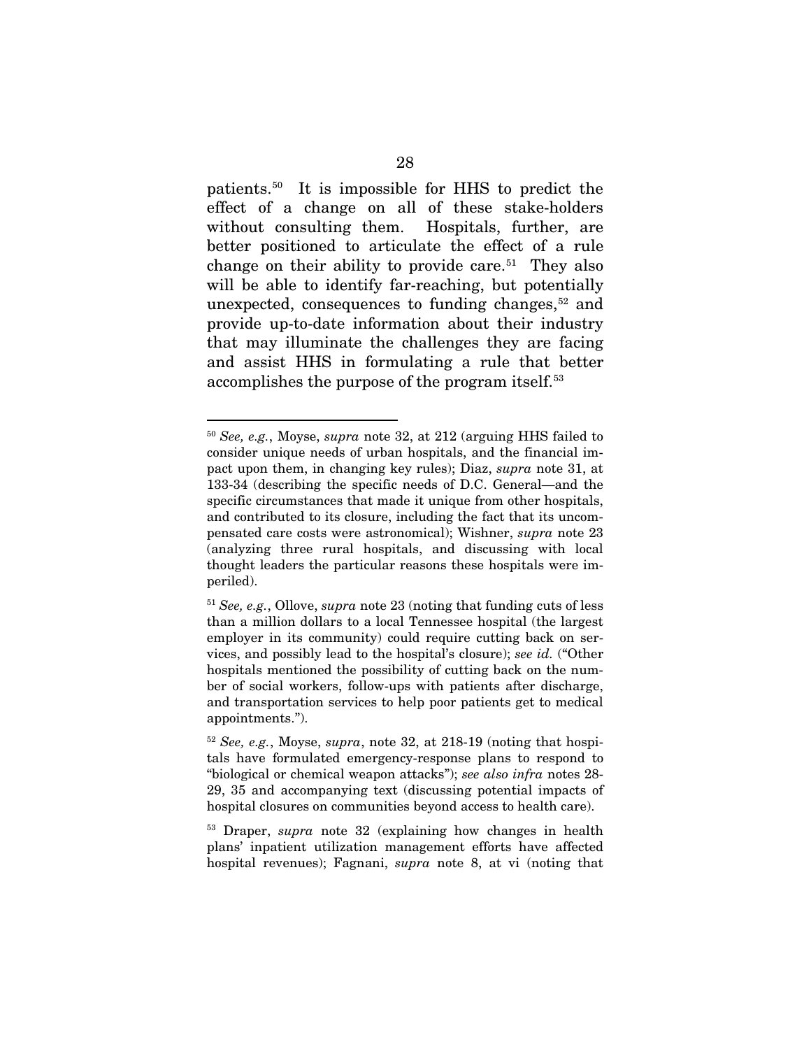patients.[50] It is impossible for HHS to predict the effect of a change on all of these stake-holders without consulting them. Hospitals, further, are better positioned to articulate the effect of a rule change on their ability to provide care.[51] They also will be able to identify far-reaching, but potentially unexpected, consequences to funding changes,[52] and provide up-to-date information about their industry that may illuminate the challenges they are facing and assist HHS in formulating a rule that better accomplishes the purpose of the program itself.[53]

---

[50] *See, e.g.*, Moyse, *supra* note 32, at 212 (arguing HHS failed to consider unique needs of urban hospitals, and the financial impact upon them, in changing key rules); Diaz, *supra* note 31, at 133-34 (describing the specific needs of D.C. General—and the specific circumstances that made it unique from other hospitals, and contributed to its closure, including the fact that its uncompensated care costs were astronomical); Wishner, *supra* note 23 (analyzing three rural hospitals, and discussing with local thought leaders the particular reasons these hospitals were imperiled).

[51] *See, e.g.*, Ollove, *supra* note 23 (noting that funding cuts of less than a million dollars to a local Tennessee hospital (the largest employer in its community) could require cutting back on services, and possibly lead to the hospital's closure); *see id.* ("Other hospitals mentioned the possibility of cutting back on the number of social workers, follow-ups with patients after discharge, and transportation services to help poor patients get to medical appointments.").

[52] *See, e.g.*, Moyse, *supra*, note 32, at 218-19 (noting that hospitals have formulated emergency-response plans to respond to "biological or chemical weapon attacks"); *see also infra* notes 28-29, 35 and accompanying text (discussing potential impacts of hospital closures on communities beyond access to health care).

[53] Draper, *supra* note 32 (explaining how changes in health plans' inpatient utilization management efforts have affected hospital revenues); Fagnani, *supra* note 8, at vi (noting that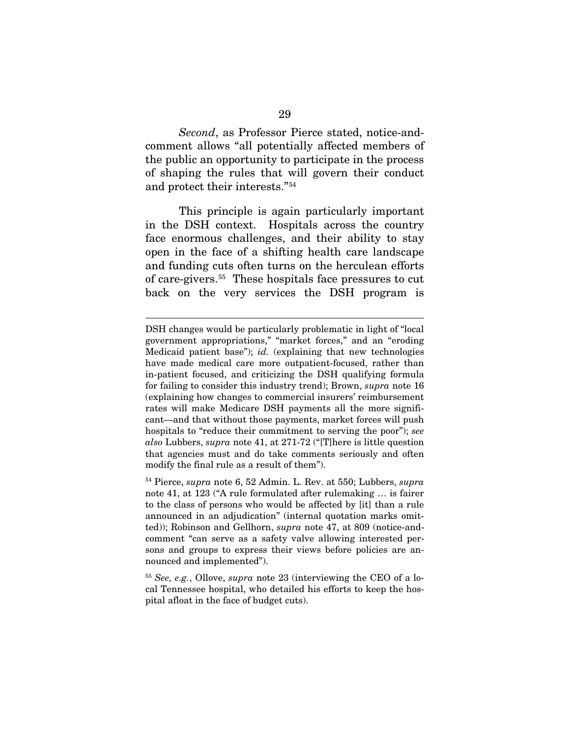*Second*, as Professor Pierce stated, notice-and-comment allows "all potentially affected members of the public an opportunity to participate in the process of shaping the rules that will govern their conduct and protect their interests."[54]

This principle is again particularly important in the DSH context. Hospitals across the country face enormous challenges, and their ability to stay open in the face of a shifting health care landscape and funding cuts often turns on the herculean efforts of care-givers.[55] These hospitals face pressures to cut back on the very services the DSH program is

---

DSH changes would be particularly problematic in light of "local government appropriations," "market forces," and an "eroding Medicaid patient base"); *id.* (explaining that new technologies have made medical care more outpatient-focused, rather than in-patient focused, and criticizing the DSH qualifying formula for failing to consider this industry trend); Brown, *supra* note 16 (explaining how changes to commercial insurers' reimbursement rates will make Medicare DSH payments all the more significant—and that without those payments, market forces will push hospitals to "reduce their commitment to serving the poor"); *see also* Lubbers, *supra* note 41, at 271-72 ("[T]here is little question that agencies must and do take comments seriously and often modify the final rule as a result of them").

[54] Pierce, *supra* note 6, 52 Admin. L. Rev. at 550; Lubbers, *supra* note 41, at 123 ("A rule formulated after rulemaking … is fairer to the class of persons who would be affected by [it] than a rule announced in an adjudication" (internal quotation marks omitted)); Robinson and Gellhorn, *supra* note 47, at 809 (notice-and-comment "can serve as a safety valve allowing interested persons and groups to express their views before policies are announced and implemented").

[55] *See, e.g.*, Ollove, *supra* note 23 (interviewing the CEO of a local Tennessee hospital, who detailed his efforts to keep the hospital afloat in the face of budget cuts).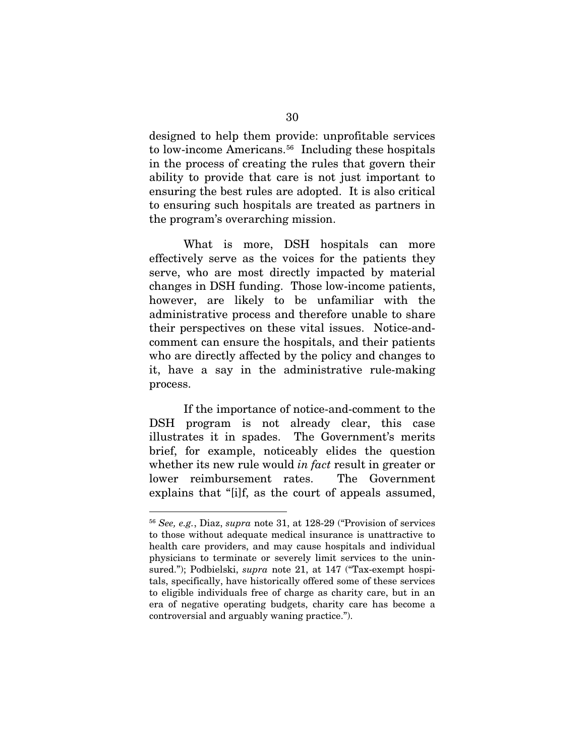designed to help them provide: unprofitable services to low-income Americans.[56] Including these hospitals in the process of creating the rules that govern their ability to provide that care is not just important to ensuring the best rules are adopted. It is also critical to ensuring such hospitals are treated as partners in the program's overarching mission.

What is more, DSH hospitals can more effectively serve as the voices for the patients they serve, who are most directly impacted by material changes in DSH funding. Those low-income patients, however, are likely to be unfamiliar with the administrative process and therefore unable to share their perspectives on these vital issues. Notice-and-comment can ensure the hospitals, and their patients who are directly affected by the policy and changes to it, have a say in the administrative rule-making process.

If the importance of notice-and-comment to the DSH program is not already clear, this case illustrates it in spades. The Government's merits brief, for example, noticeably elides the question whether its new rule would *in fact* result in greater or lower reimbursement rates. The Government explains that "[i]f, as the court of appeals assumed,

---

[56] *See, e.g.*, Diaz, *supra* note 31, at 128-29 ("Provision of services to those without adequate medical insurance is unattractive to health care providers, and may cause hospitals and individual physicians to terminate or severely limit services to the uninsured."); Podbielski, *supra* note 21, at 147 ("Tax-exempt hospitals, specifically, have historically offered some of these services to eligible individuals free of charge as charity care, but in an era of negative operating budgets, charity care has become a controversial and arguably waning practice.").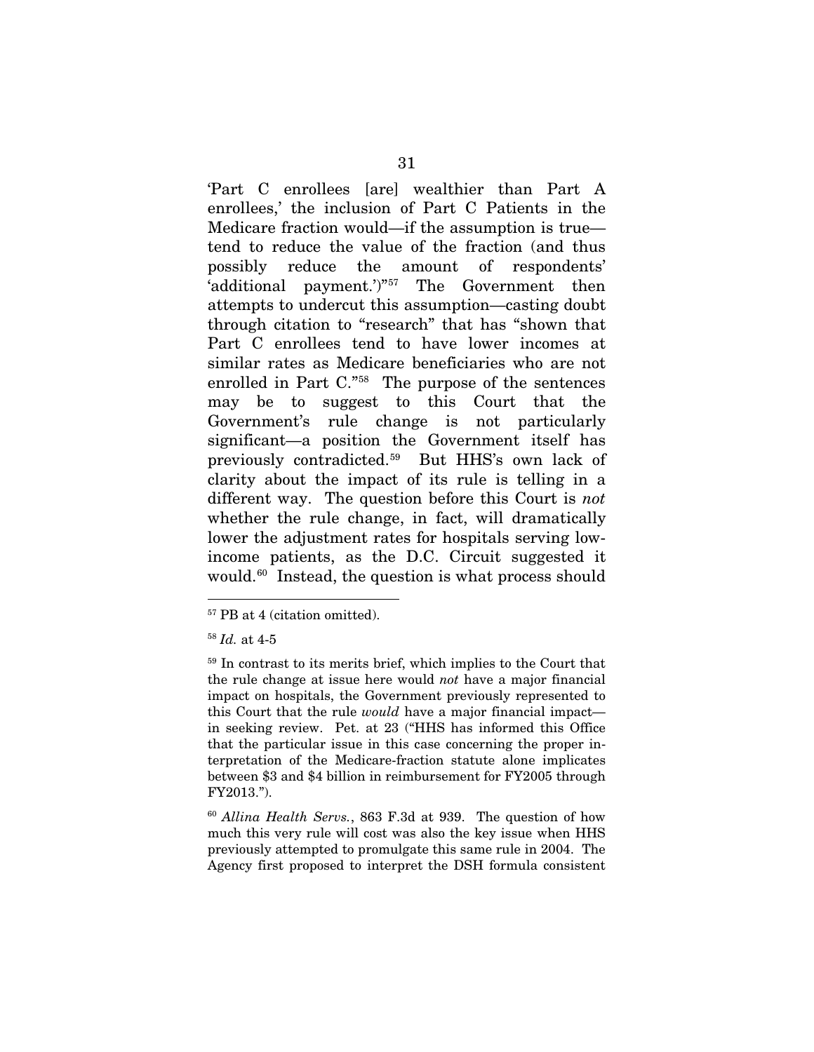'Part C enrollees [are] wealthier than Part A enrollees,' the inclusion of Part C Patients in the Medicare fraction would—if the assumption is true—tend to reduce the value of the fraction (and thus possibly reduce the amount of respondents' 'additional payment.')"[57] The Government then attempts to undercut this assumption—casting doubt through citation to "research" that has "shown that Part C enrollees tend to have lower incomes at similar rates as Medicare beneficiaries who are not enrolled in Part C."[58] The purpose of the sentences may be to suggest to this Court that the Government's rule change is not particularly significant—a position the Government itself has previously contradicted.[59] But HHS's own lack of clarity about the impact of its rule is telling in a different way. The question before this Court is *not* whether the rule change, in fact, will dramatically lower the adjustment rates for hospitals serving low-income patients, as the D.C. Circuit suggested it would.[60] Instead, the question is what process should

---

[57] PB at 4 (citation omitted).

[58] *Id.* at 4-5

[59] In contrast to its merits brief, which implies to the Court that the rule change at issue here would *not* have a major financial impact on hospitals, the Government previously represented to this Court that the rule *would* have a major financial impact—in seeking review. Pet. at 23 ("HHS has informed this Office that the particular issue in this case concerning the proper interpretation of the Medicare-fraction statute alone implicates between $3 and $4 billion in reimbursement for FY2005 through FY2013.").

[60] *Allina Health Servs.*, 863 F.3d at 939. The question of how much this very rule will cost was also the key issue when HHS previously attempted to promulgate this same rule in 2004. The Agency first proposed to interpret the DSH formula consistent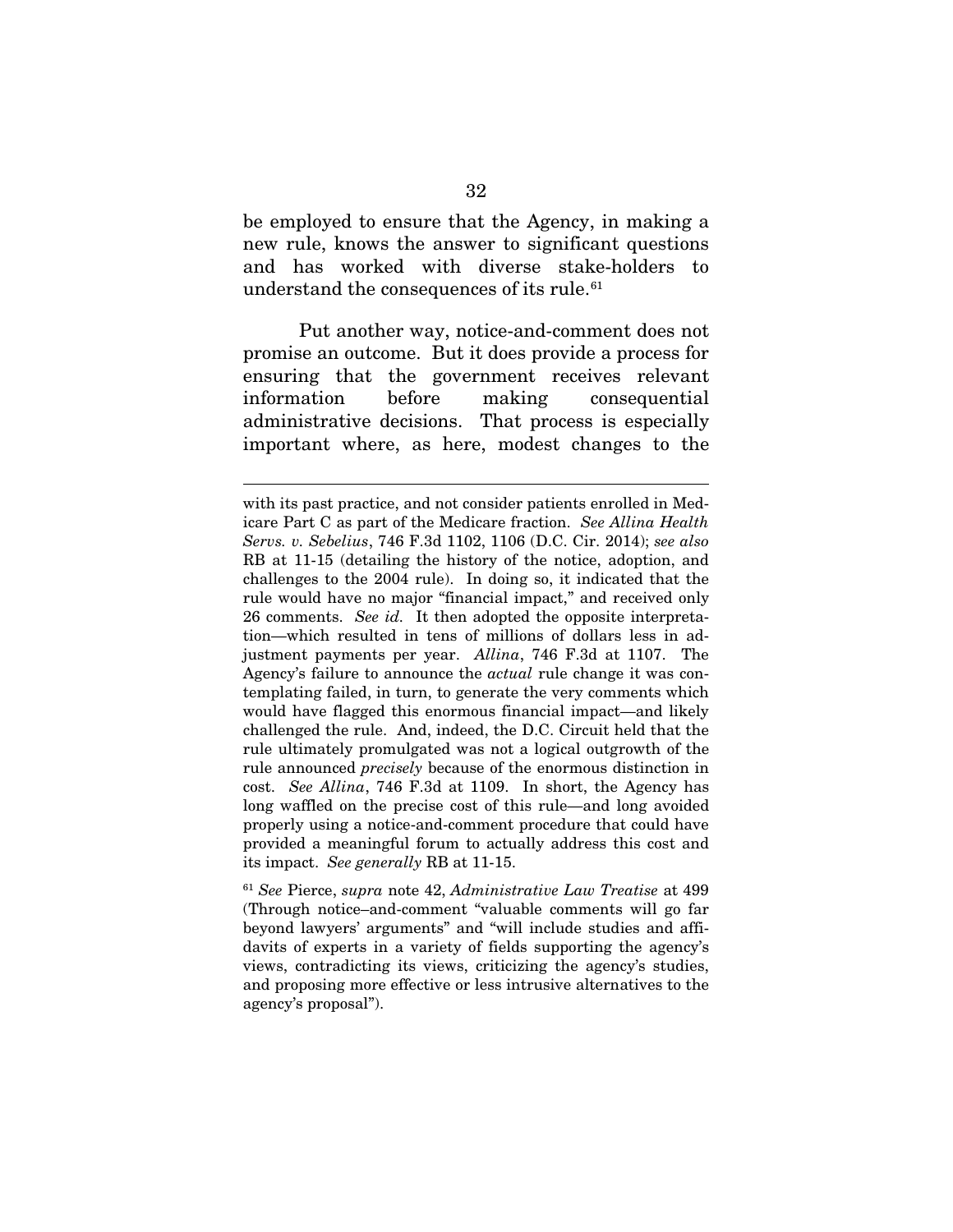be employed to ensure that the Agency, in making a new rule, knows the answer to significant questions and has worked with diverse stake-holders to understand the consequences of its rule.[61]

Put another way, notice-and-comment does not promise an outcome. But it does provide a process for ensuring that the government receives relevant information before making consequential administrative decisions. That process is especially important where, as here, modest changes to the

---

with its past practice, and not consider patients enrolled in Medicare Part C as part of the Medicare fraction. *See Allina Health Servs. v. Sebelius*, 746 F.3d 1102, 1106 (D.C. Cir. 2014); *see also* RB at 11-15 (detailing the history of the notice, adoption, and challenges to the 2004 rule). In doing so, it indicated that the rule would have no major "financial impact," and received only 26 comments. *See id.* It then adopted the opposite interpretation—which resulted in tens of millions of dollars less in adjustment payments per year. *Allina*, 746 F.3d at 1107. The Agency's failure to announce the *actual* rule change it was contemplating failed, in turn, to generate the very comments which would have flagged this enormous financial impact—and likely challenged the rule. And, indeed, the D.C. Circuit held that the rule ultimately promulgated was not a logical outgrowth of the rule announced *precisely* because of the enormous distinction in cost. *See Allina*, 746 F.3d at 1109. In short, the Agency has long waffled on the precise cost of this rule—and long avoided properly using a notice-and-comment procedure that could have provided a meaningful forum to actually address this cost and its impact. *See generally* RB at 11-15.

[61] *See* Pierce, *supra* note 42, *Administrative Law Treatise* at 499 (Through notice–and-comment "valuable comments will go far beyond lawyers' arguments" and "will include studies and affidavits of experts in a variety of fields supporting the agency's views, contradicting its views, criticizing the agency's studies, and proposing more effective or less intrusive alternatives to the agency's proposal").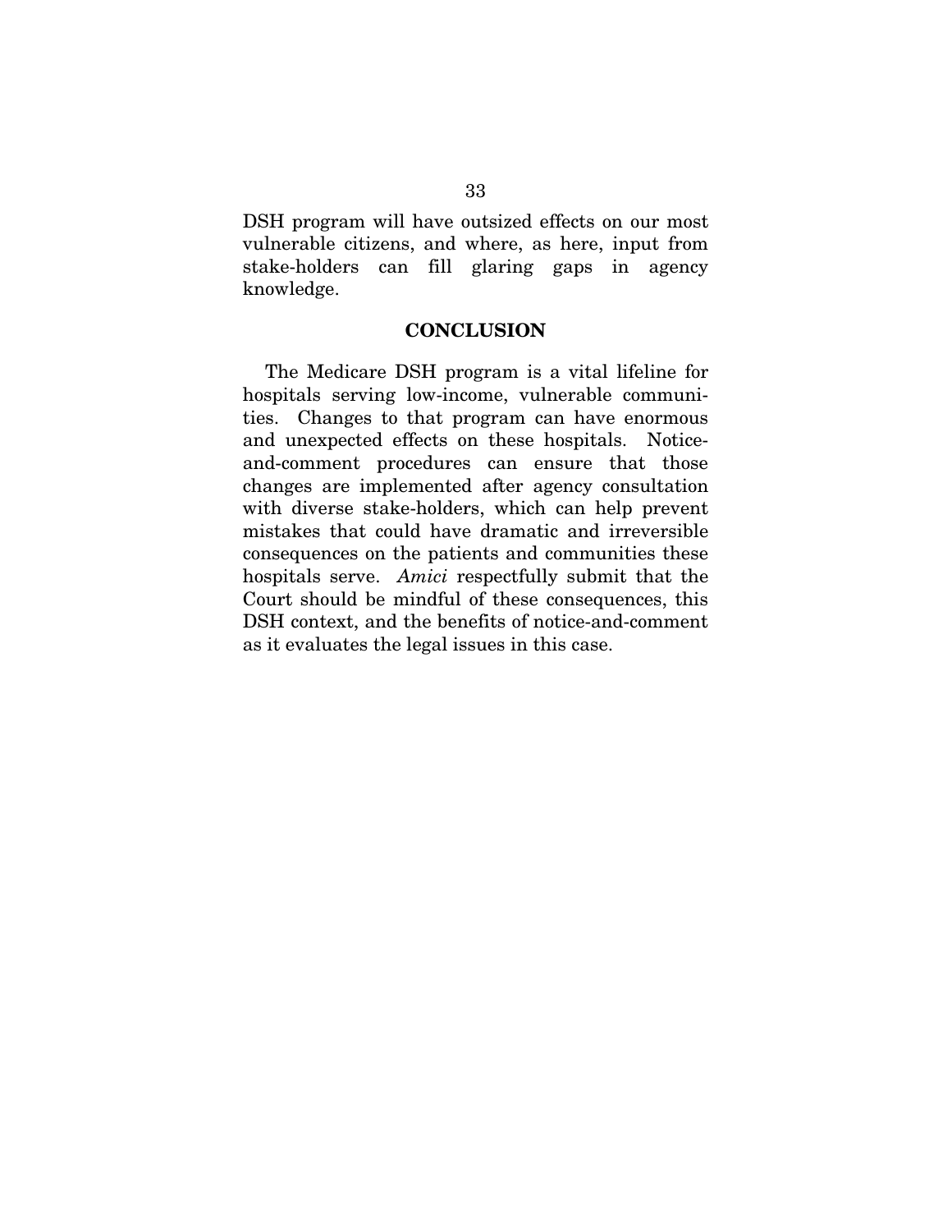DSH program will have outsized effects on our most vulnerable citizens, and where, as here, input from stake-holders can fill glaring gaps in agency knowledge.

## CONCLUSION

The Medicare DSH program is a vital lifeline for hospitals serving low-income, vulnerable communities. Changes to that program can have enormous and unexpected effects on these hospitals. Notice-and-comment procedures can ensure that those changes are implemented after agency consultation with diverse stake-holders, which can help prevent mistakes that could have dramatic and irreversible consequences on the patients and communities these hospitals serve. *Amici* respectfully submit that the Court should be mindful of these consequences, this DSH context, and the benefits of notice-and-comment as it evaluates the legal issues in this case.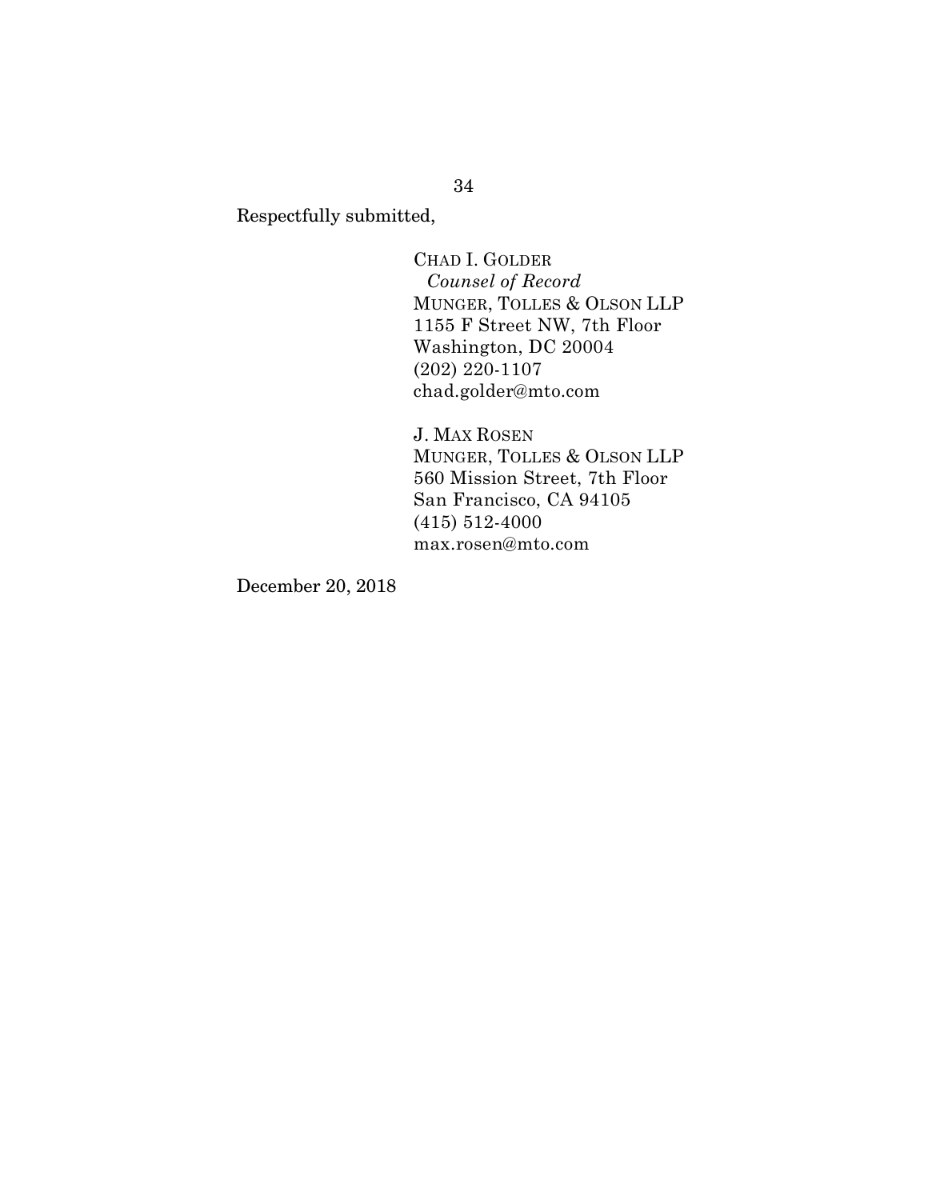Respectfully submitted,

CHAD I. GOLDER
*Counsel of Record*
MUNGER, TOLLES & OLSON LLP
1155 F Street NW, 7th Floor
Washington, DC 20004
(202) 220-1107
chad.golder@mto.com

J. MAX ROSEN
MUNGER, TOLLES & OLSON LLP
560 Mission Street, 7th Floor
San Francisco, CA 94105
(415) 512-4000
max.rosen@mto.com

December 20, 2018